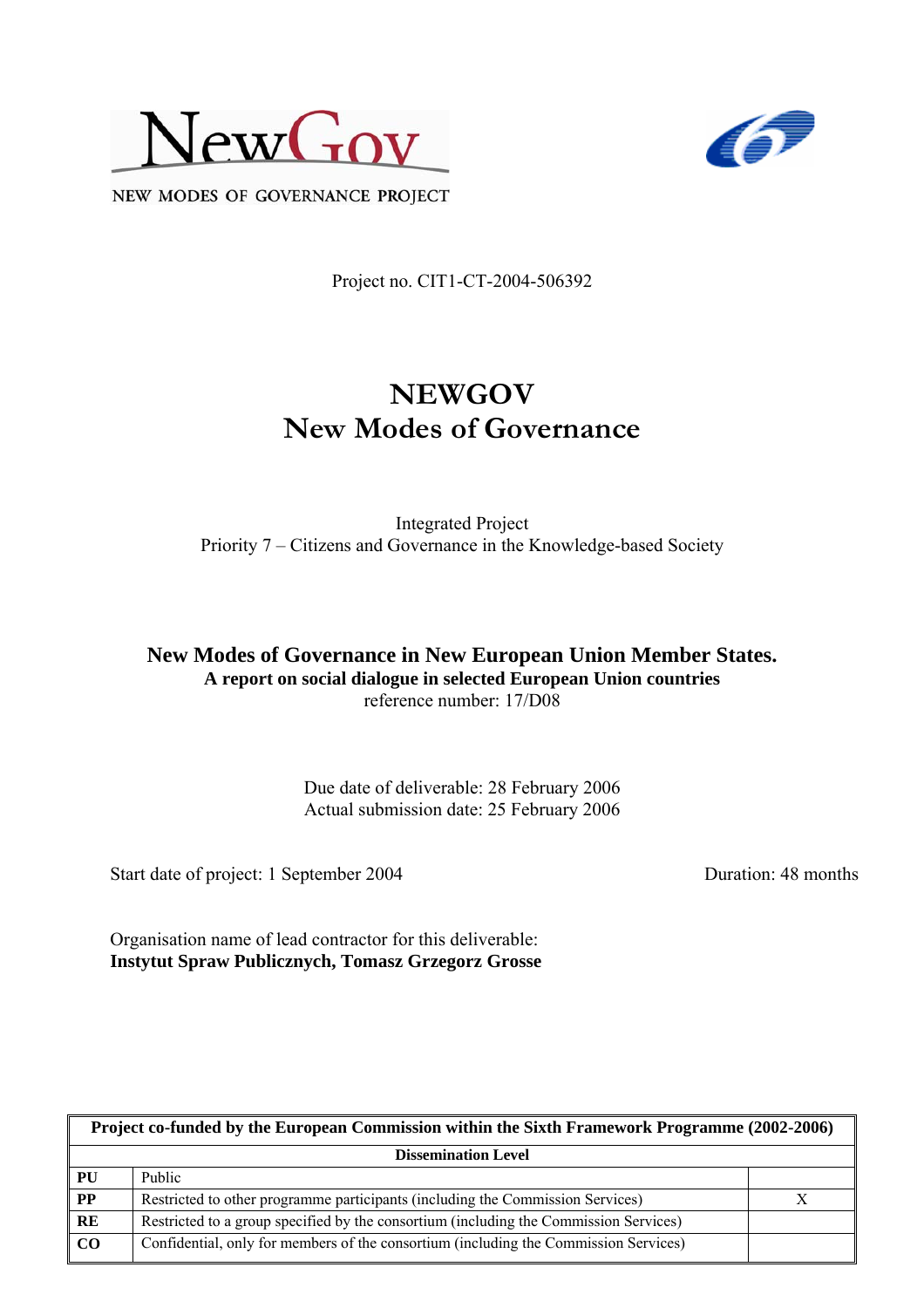NewGov

NEW MODES OF GOVERNANCE PROJECT

Project no. CIT1-CT-2004-506392

# NEWGOV
# New Modes of Governance

Integrated Project
Priority 7 – Citizens and Governance in the Knowledge-based Society

## New Modes of Governance in New European Union Member States.
### A report on social dialogue in selected European Union countries

reference number: 17/D08

Due date of deliverable: 28 February 2006
Actual submission date: 25 February 2006

Start date of project: 1 September 2004 Duration: 48 months

Organisation name of lead contractor for this deliverable:
**Instytut Spraw Publicznych, Tomasz Grzegorz Grosse**

| Project co-funded by the European Commission within the Sixth Framework Programme (2002-2006) | | |
|---|---|---|
| **Dissemination Level** | | |
| **PU** | Public | |
| **PP** | Restricted to other programme participants (including the Commission Services) | X |
| **RE** | Restricted to a group specified by the consortium (including the Commission Services) | |
| **CO** | Confidential, only for members of the consortium (including the Commission Services) | |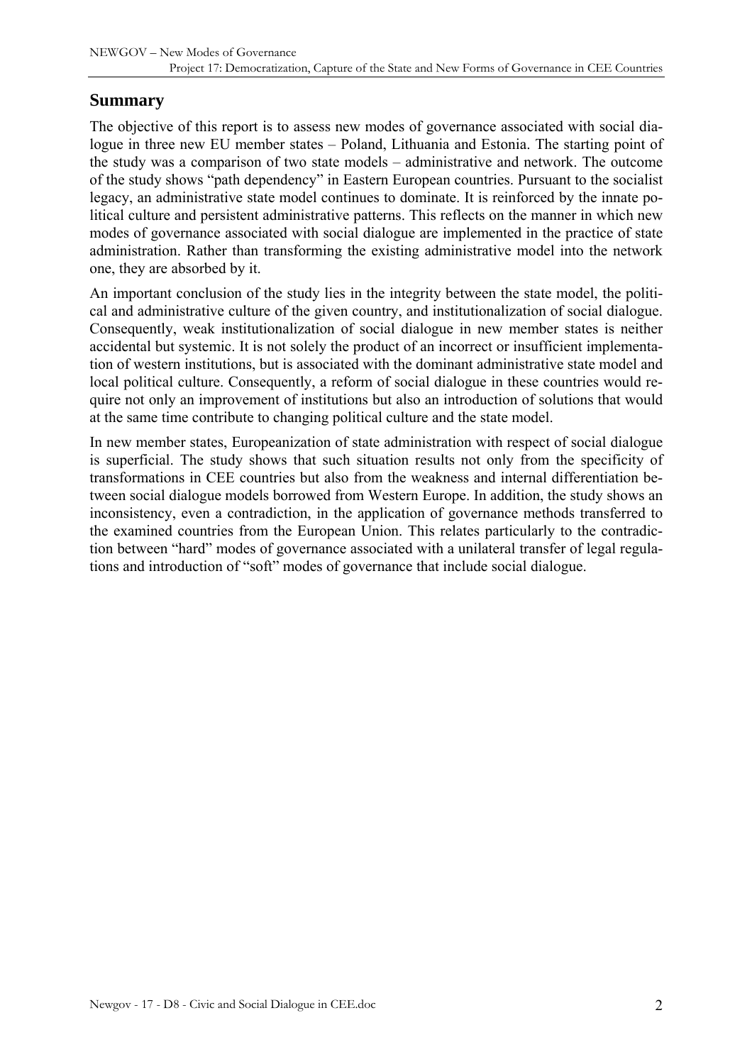## Summary

The objective of this report is to assess new modes of governance associated with social dialogue in three new EU member states – Poland, Lithuania and Estonia. The starting point of the study was a comparison of two state models – administrative and network. The outcome of the study shows "path dependency" in Eastern European countries. Pursuant to the socialist legacy, an administrative state model continues to dominate. It is reinforced by the innate political culture and persistent administrative patterns. This reflects on the manner in which new modes of governance associated with social dialogue are implemented in the practice of state administration. Rather than transforming the existing administrative model into the network one, they are absorbed by it.

An important conclusion of the study lies in the integrity between the state model, the political and administrative culture of the given country, and institutionalization of social dialogue. Consequently, weak institutionalization of social dialogue in new member states is neither accidental but systemic. It is not solely the product of an incorrect or insufficient implementation of western institutions, but is associated with the dominant administrative state model and local political culture. Consequently, a reform of social dialogue in these countries would require not only an improvement of institutions but also an introduction of solutions that would at the same time contribute to changing political culture and the state model.

In new member states, Europeanization of state administration with respect of social dialogue is superficial. The study shows that such situation results not only from the specificity of transformations in CEE countries but also from the weakness and internal differentiation between social dialogue models borrowed from Western Europe. In addition, the study shows an inconsistency, even a contradiction, in the application of governance methods transferred to the examined countries from the European Union. This relates particularly to the contradiction between "hard" modes of governance associated with a unilateral transfer of legal regulations and introduction of "soft" modes of governance that include social dialogue.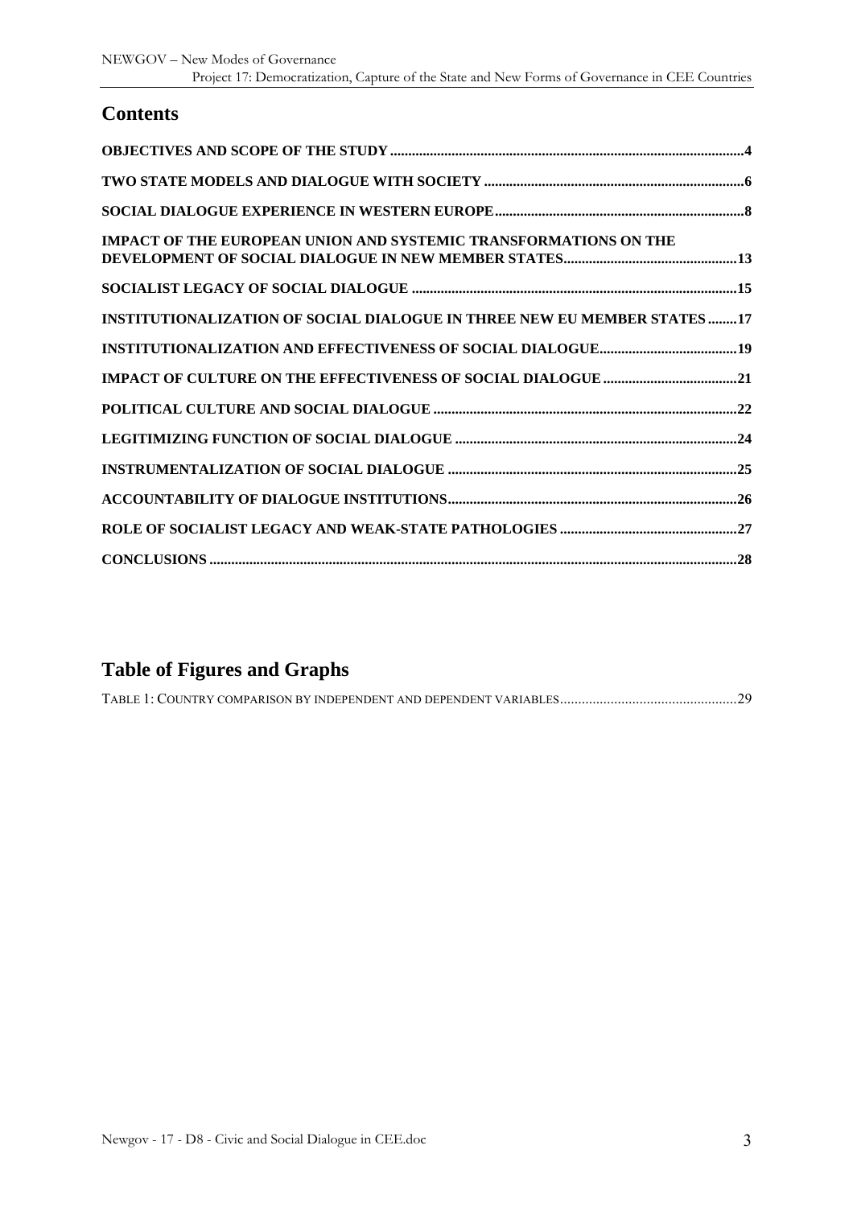## Contents

OBJECTIVES AND SCOPE OF THE STUDY ..... 4

TWO STATE MODELS AND DIALOGUE WITH SOCIETY ..... 6

SOCIAL DIALOGUE EXPERIENCE IN WESTERN EUROPE ..... 8

IMPACT OF THE EUROPEAN UNION AND SYSTEMIC TRANSFORMATIONS ON THE DEVELOPMENT OF SOCIAL DIALOGUE IN NEW MEMBER STATES ..... 13

SOCIALIST LEGACY OF SOCIAL DIALOGUE ..... 15

INSTITUTIONALIZATION OF SOCIAL DIALOGUE IN THREE NEW EU MEMBER STATES ..... 17

INSTITUTIONALIZATION AND EFFECTIVENESS OF SOCIAL DIALOGUE ..... 19

IMPACT OF CULTURE ON THE EFFECTIVENESS OF SOCIAL DIALOGUE ..... 21

POLITICAL CULTURE AND SOCIAL DIALOGUE ..... 22

LEGITIMIZING FUNCTION OF SOCIAL DIALOGUE ..... 24

INSTRUMENTALIZATION OF SOCIAL DIALOGUE ..... 25

ACCOUNTABILITY OF DIALOGUE INSTITUTIONS ..... 26

ROLE OF SOCIALIST LEGACY AND WEAK-STATE PATHOLOGIES ..... 27

CONCLUSIONS ..... 28

## Table of Figures and Graphs

TABLE 1: COUNTRY COMPARISON BY INDEPENDENT AND DEPENDENT VARIABLES ..... 29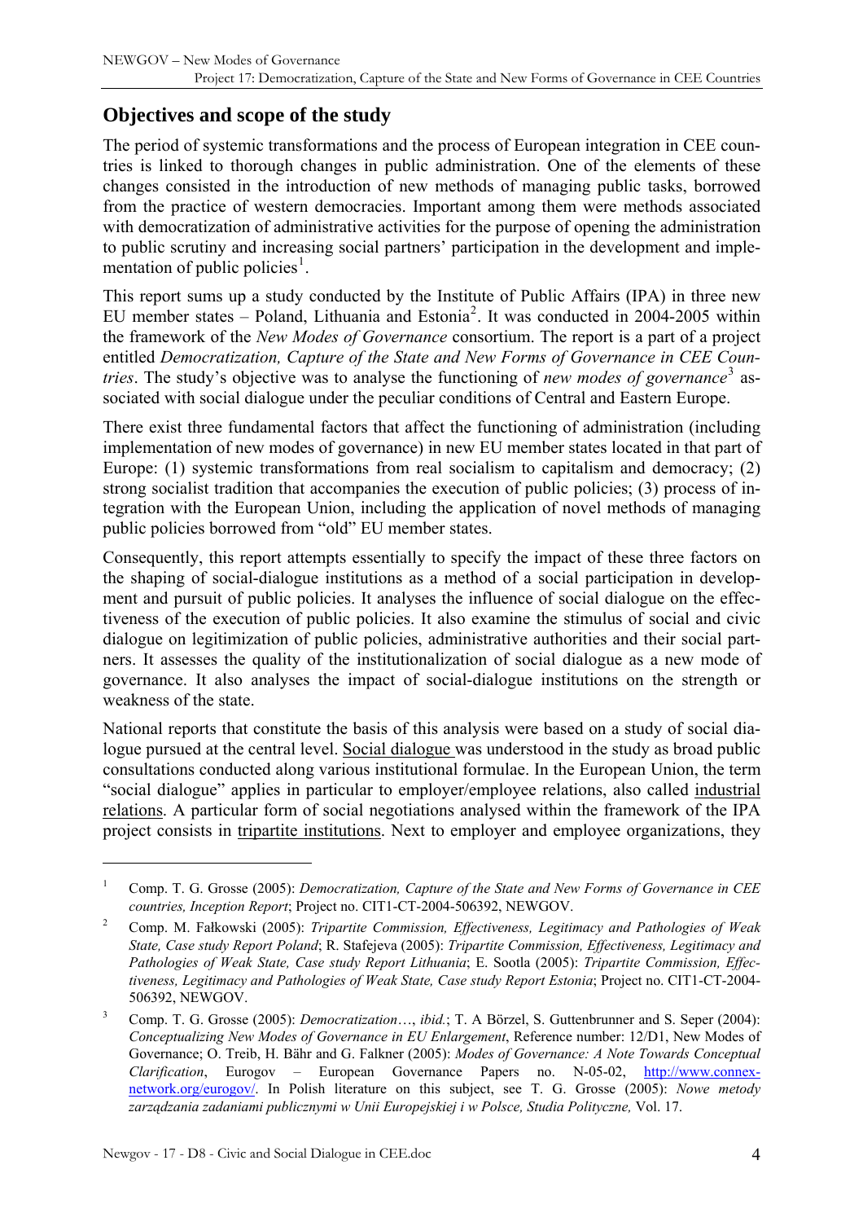## Objectives and scope of the study

The period of systemic transformations and the process of European integration in CEE countries is linked to thorough changes in public administration. One of the elements of these changes consisted in the introduction of new methods of managing public tasks, borrowed from the practice of western democracies. Important among them were methods associated with democratization of administrative activities for the purpose of opening the administration to public scrutiny and increasing social partners' participation in the development and implementation of public policies[1].

This report sums up a study conducted by the Institute of Public Affairs (IPA) in three new EU member states – Poland, Lithuania and Estonia[2]. It was conducted in 2004-2005 within the framework of the *New Modes of Governance* consortium. The report is a part of a project entitled *Democratization, Capture of the State and New Forms of Governance in CEE Countries*. The study's objective was to analyse the functioning of *new modes of governance*[3] associated with social dialogue under the peculiar conditions of Central and Eastern Europe.

There exist three fundamental factors that affect the functioning of administration (including implementation of new modes of governance) in new EU member states located in that part of Europe: (1) systemic transformations from real socialism to capitalism and democracy; (2) strong socialist tradition that accompanies the execution of public policies; (3) process of integration with the European Union, including the application of novel methods of managing public policies borrowed from "old" EU member states.

Consequently, this report attempts essentially to specify the impact of these three factors on the shaping of social-dialogue institutions as a method of a social participation in development and pursuit of public policies. It analyses the influence of social dialogue on the effectiveness of the execution of public policies. It also examine the stimulus of social and civic dialogue on legitimization of public policies, administrative authorities and their social partners. It assesses the quality of the institutionalization of social dialogue as a new mode of governance. It also analyses the impact of social-dialogue institutions on the strength or weakness of the state.

National reports that constitute the basis of this analysis were based on a study of social dialogue pursued at the central level. Social dialogue was understood in the study as broad public consultations conducted along various institutional formulae. In the European Union, the term "social dialogue" applies in particular to employer/employee relations, also called industrial relations. A particular form of social negotiations analysed within the framework of the IPA project consists in tripartite institutions. Next to employer and employee organizations, they

---

[1] Comp. T. G. Grosse (2005): *Democratization, Capture of the State and New Forms of Governance in CEE countries, Inception Report*; Project no. CIT1-CT-2004-506392, NEWGOV.

[2] Comp. M. Fałkowski (2005): *Tripartite Commission, Effectiveness, Legitimacy and Pathologies of Weak State, Case study Report Poland*; R. Stafejeva (2005): *Tripartite Commission, Effectiveness, Legitimacy and Pathologies of Weak State, Case study Report Lithuania*; E. Sootla (2005): *Tripartite Commission, Effectiveness, Legitimacy and Pathologies of Weak State, Case study Report Estonia*; Project no. CIT1-CT-2004-506392, NEWGOV.

[3] Comp. T. G. Grosse (2005): *Democratization…, ibid.*; T. A Börzel, S. Guttenbrunner and S. Seper (2004): *Conceptualizing New Modes of Governance in EU Enlargement*, Reference number: 12/D1, New Modes of Governance; O. Treib, H. Bähr and G. Falkner (2005): *Modes of Governance: A Note Towards Conceptual Clarification*, Eurogov – European Governance Papers no. N-05-02, http://www.connex-network.org/eurogov/. In Polish literature on this subject, see T. G. Grosse (2005): *Nowe metody zarządzania zadaniami publicznymi w Unii Europejskiej i w Polsce, Studia Polityczne,* Vol. 17.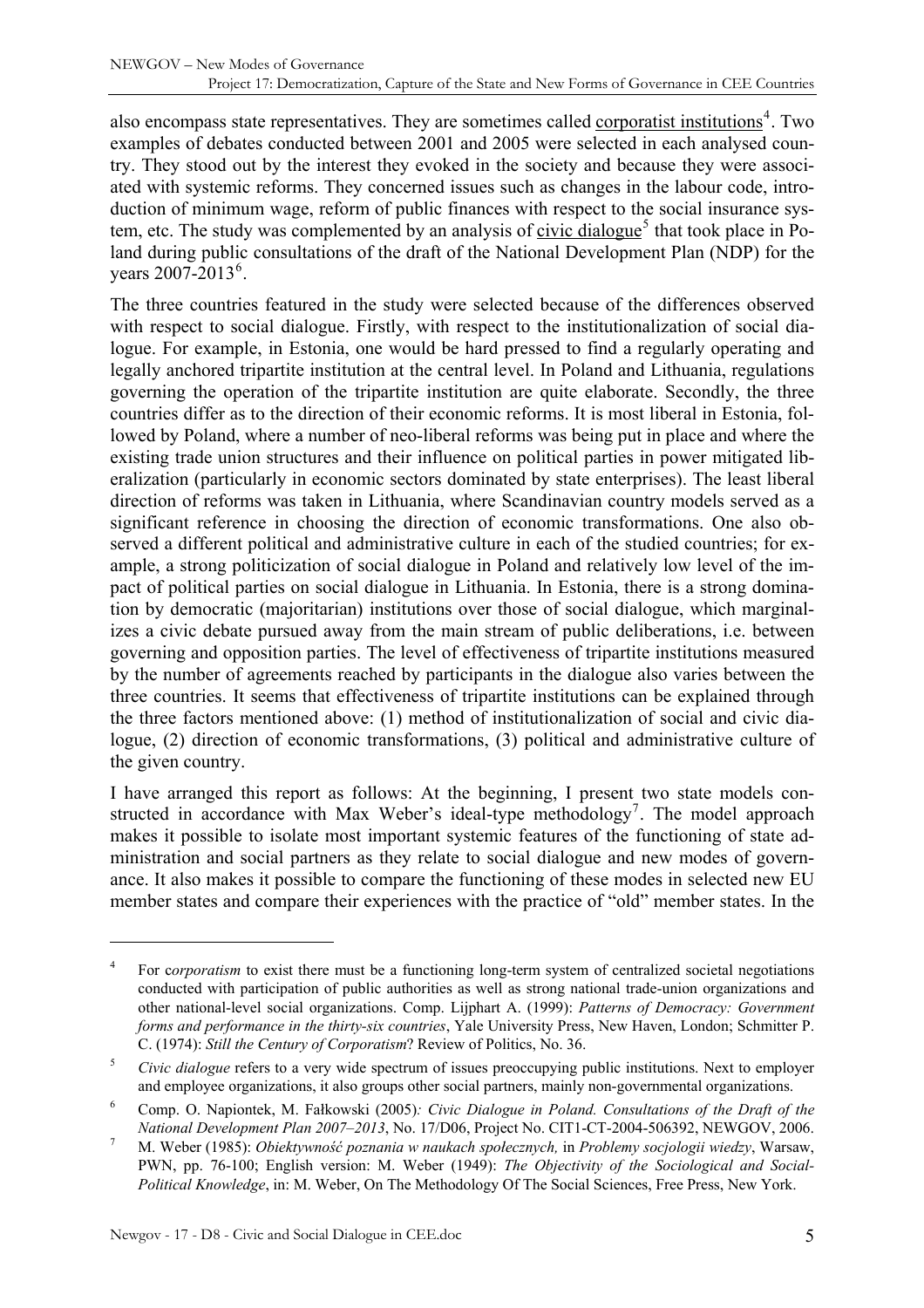also encompass state representatives. They are sometimes called corporatist institutions[4]. Two examples of debates conducted between 2001 and 2005 were selected in each analysed country. They stood out by the interest they evoked in the society and because they were associated with systemic reforms. They concerned issues such as changes in the labour code, introduction of minimum wage, reform of public finances with respect to the social insurance system, etc. The study was complemented by an analysis of civic dialogue[5] that took place in Poland during public consultations of the draft of the National Development Plan (NDP) for the years 2007-2013[6].

The three countries featured in the study were selected because of the differences observed with respect to social dialogue. Firstly, with respect to the institutionalization of social dialogue. For example, in Estonia, one would be hard pressed to find a regularly operating and legally anchored tripartite institution at the central level. In Poland and Lithuania, regulations governing the operation of the tripartite institution are quite elaborate. Secondly, the three countries differ as to the direction of their economic reforms. It is most liberal in Estonia, followed by Poland, where a number of neo-liberal reforms was being put in place and where the existing trade union structures and their influence on political parties in power mitigated liberalization (particularly in economic sectors dominated by state enterprises). The least liberal direction of reforms was taken in Lithuania, where Scandinavian country models served as a significant reference in choosing the direction of economic transformations. One also observed a different political and administrative culture in each of the studied countries; for example, a strong politicization of social dialogue in Poland and relatively low level of the impact of political parties on social dialogue in Lithuania. In Estonia, there is a strong domination by democratic (majoritarian) institutions over those of social dialogue, which marginalizes a civic debate pursued away from the main stream of public deliberations, i.e. between governing and opposition parties. The level of effectiveness of tripartite institutions measured by the number of agreements reached by participants in the dialogue also varies between the three countries. It seems that effectiveness of tripartite institutions can be explained through the three factors mentioned above: (1) method of institutionalization of social and civic dialogue, (2) direction of economic transformations, (3) political and administrative culture of the given country.

I have arranged this report as follows: At the beginning, I present two state models constructed in accordance with Max Weber's ideal-type methodology[7]. The model approach makes it possible to isolate most important systemic features of the functioning of state administration and social partners as they relate to social dialogue and new modes of governance. It also makes it possible to compare the functioning of these modes in selected new EU member states and compare their experiences with the practice of "old" member states. In the

---

[4] For *corporatism* to exist there must be a functioning long-term system of centralized societal negotiations conducted with participation of public authorities as well as strong national trade-union organizations and other national-level social organizations. Comp. Lijphart A. (1999): *Patterns of Democracy: Government forms and performance in the thirty-six countries*, Yale University Press, New Haven, London; Schmitter P. C. (1974): *Still the Century of Corporatism*? Review of Politics, No. 36.

[5] *Civic dialogue* refers to a very wide spectrum of issues preoccupying public institutions. Next to employer and employee organizations, it also groups other social partners, mainly non-governmental organizations.

[6] Comp. O. Napiontek, M. Fałkowski (2005)*: Civic Dialogue in Poland. Consultations of the Draft of the National Development Plan 2007–2013*, No. 17/D06, Project No. CIT1-CT-2004-506392, NEWGOV, 2006.

[7] M. Weber (1985): *Obiektywność poznania w naukach społecznych,* in *Problemy socjologii wiedzy*, Warsaw, PWN, pp. 76-100; English version: M. Weber (1949): *The Objectivity of the Sociological and Social-Political Knowledge*, in: M. Weber, On The Methodology Of The Social Sciences, Free Press, New York.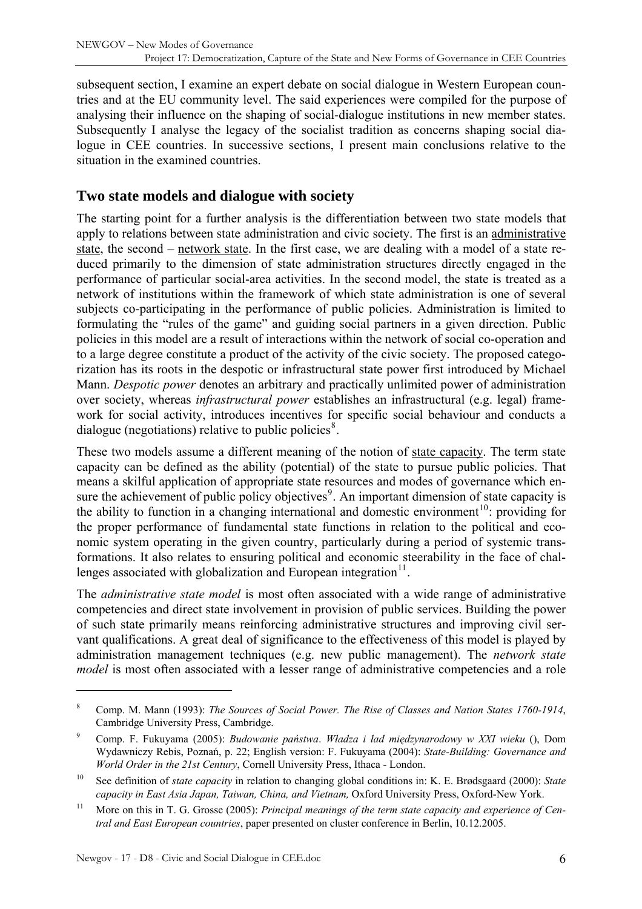subsequent section, I examine an expert debate on social dialogue in Western European countries and at the EU community level. The said experiences were compiled for the purpose of analysing their influence on the shaping of social-dialogue institutions in new member states. Subsequently I analyse the legacy of the socialist tradition as concerns shaping social dialogue in CEE countries. In successive sections, I present main conclusions relative to the situation in the examined countries.

## Two state models and dialogue with society

The starting point for a further analysis is the differentiation between two state models that apply to relations between state administration and civic society. The first is an administrative state, the second – network state. In the first case, we are dealing with a model of a state reduced primarily to the dimension of state administration structures directly engaged in the performance of particular social-area activities. In the second model, the state is treated as a network of institutions within the framework of which state administration is one of several subjects co-participating in the performance of public policies. Administration is limited to formulating the "rules of the game" and guiding social partners in a given direction. Public policies in this model are a result of interactions within the network of social co-operation and to a large degree constitute a product of the activity of the civic society. The proposed categorization has its roots in the despotic or infrastructural state power first introduced by Michael Mann. *Despotic power* denotes an arbitrary and practically unlimited power of administration over society, whereas *infrastructural power* establishes an infrastructural (e.g. legal) framework for social activity, introduces incentives for specific social behaviour and conducts a dialogue (negotiations) relative to public policies[8].

These two models assume a different meaning of the notion of state capacity. The term state capacity can be defined as the ability (potential) of the state to pursue public policies. That means a skilful application of appropriate state resources and modes of governance which ensure the achievement of public policy objectives[9]. An important dimension of state capacity is the ability to function in a changing international and domestic environment[10]: providing for the proper performance of fundamental state functions in relation to the political and economic system operating in the given country, particularly during a period of systemic transformations. It also relates to ensuring political and economic steerability in the face of challenges associated with globalization and European integration[11].

The *administrative state model* is most often associated with a wide range of administrative competencies and direct state involvement in provision of public services. Building the power of such state primarily means reinforcing administrative structures and improving civil servant qualifications. A great deal of significance to the effectiveness of this model is played by administration management techniques (e.g. new public management). The *network state model* is most often associated with a lesser range of administrative competencies and a role

---

[8] Comp. M. Mann (1993): *The Sources of Social Power. The Rise of Classes and Nation States 1760-1914*, Cambridge University Press, Cambridge.

[9] Comp. F. Fukuyama (2005): *Budowanie państwa*. *Władza i ład międzynarodowy w XXI wieku* (), Dom Wydawniczy Rebis, Poznań, p. 22; English version: F. Fukuyama (2004): *State-Building: Governance and World Order in the 21st Century*, Cornell University Press, Ithaca - London.

[10] See definition of *state capacity* in relation to changing global conditions in: K. E. Brødsgaard (2000): *State capacity in East Asia Japan, Taiwan, China, and Vietnam,* Oxford University Press, Oxford-New York.

[11] More on this in T. G. Grosse (2005): *Principal meanings of the term state capacity and experience of Central and East European countries*, paper presented on cluster conference in Berlin, 10.12.2005.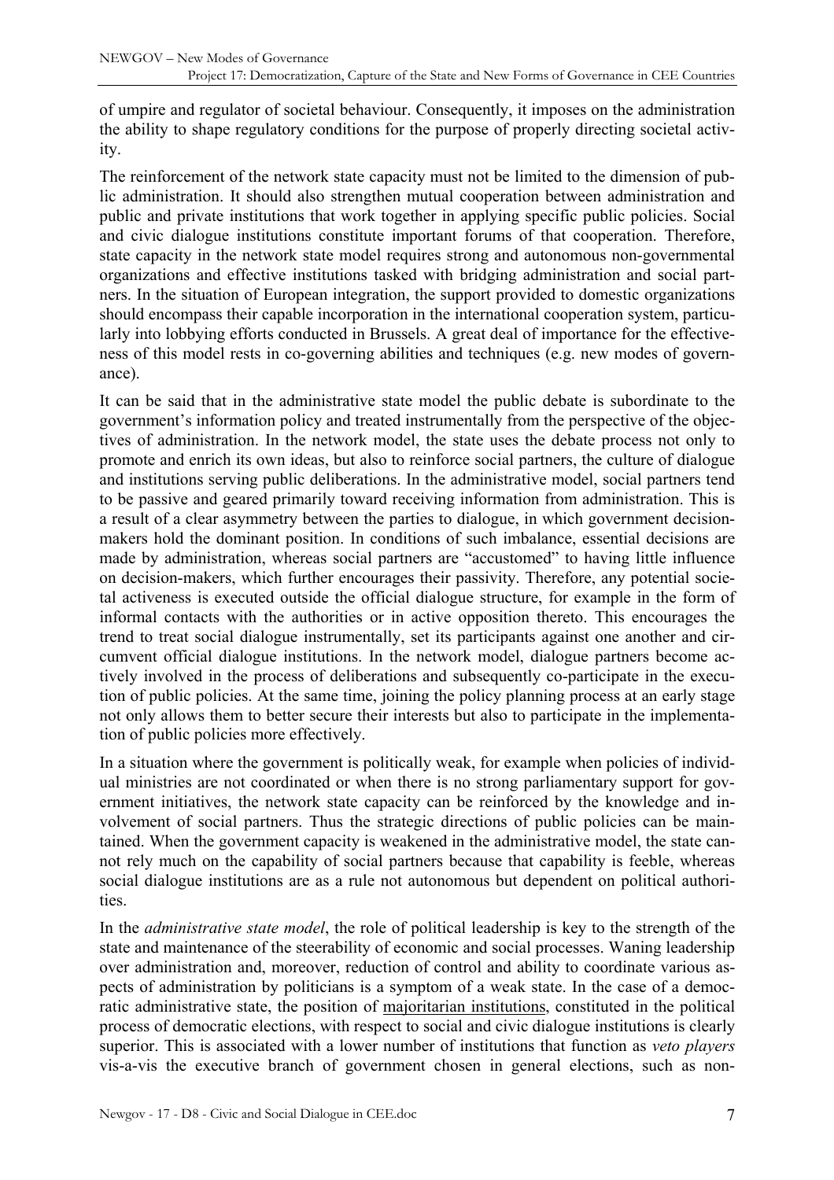of umpire and regulator of societal behaviour. Consequently, it imposes on the administration the ability to shape regulatory conditions for the purpose of properly directing societal activity.

The reinforcement of the network state capacity must not be limited to the dimension of public administration. It should also strengthen mutual cooperation between administration and public and private institutions that work together in applying specific public policies. Social and civic dialogue institutions constitute important forums of that cooperation. Therefore, state capacity in the network state model requires strong and autonomous non-governmental organizations and effective institutions tasked with bridging administration and social partners. In the situation of European integration, the support provided to domestic organizations should encompass their capable incorporation in the international cooperation system, particularly into lobbying efforts conducted in Brussels. A great deal of importance for the effectiveness of this model rests in co-governing abilities and techniques (e.g. new modes of governance).

It can be said that in the administrative state model the public debate is subordinate to the government's information policy and treated instrumentally from the perspective of the objectives of administration. In the network model, the state uses the debate process not only to promote and enrich its own ideas, but also to reinforce social partners, the culture of dialogue and institutions serving public deliberations. In the administrative model, social partners tend to be passive and geared primarily toward receiving information from administration. This is a result of a clear asymmetry between the parties to dialogue, in which government decision-makers hold the dominant position. In conditions of such imbalance, essential decisions are made by administration, whereas social partners are "accustomed" to having little influence on decision-makers, which further encourages their passivity. Therefore, any potential societal activeness is executed outside the official dialogue structure, for example in the form of informal contacts with the authorities or in active opposition thereto. This encourages the trend to treat social dialogue instrumentally, set its participants against one another and circumvent official dialogue institutions. In the network model, dialogue partners become actively involved in the process of deliberations and subsequently co-participate in the execution of public policies. At the same time, joining the policy planning process at an early stage not only allows them to better secure their interests but also to participate in the implementation of public policies more effectively.

In a situation where the government is politically weak, for example when policies of individual ministries are not coordinated or when there is no strong parliamentary support for government initiatives, the network state capacity can be reinforced by the knowledge and involvement of social partners. Thus the strategic directions of public policies can be maintained. When the government capacity is weakened in the administrative model, the state cannot rely much on the capability of social partners because that capability is feeble, whereas social dialogue institutions are as a rule not autonomous but dependent on political authorities.

In the *administrative state model*, the role of political leadership is key to the strength of the state and maintenance of the steerability of economic and social processes. Waning leadership over administration and, moreover, reduction of control and ability to coordinate various aspects of administration by politicians is a symptom of a weak state. In the case of a democratic administrative state, the position of majoritarian institutions, constituted in the political process of democratic elections, with respect to social and civic dialogue institutions is clearly superior. This is associated with a lower number of institutions that function as *veto players* vis-a-vis the executive branch of government chosen in general elections, such as non-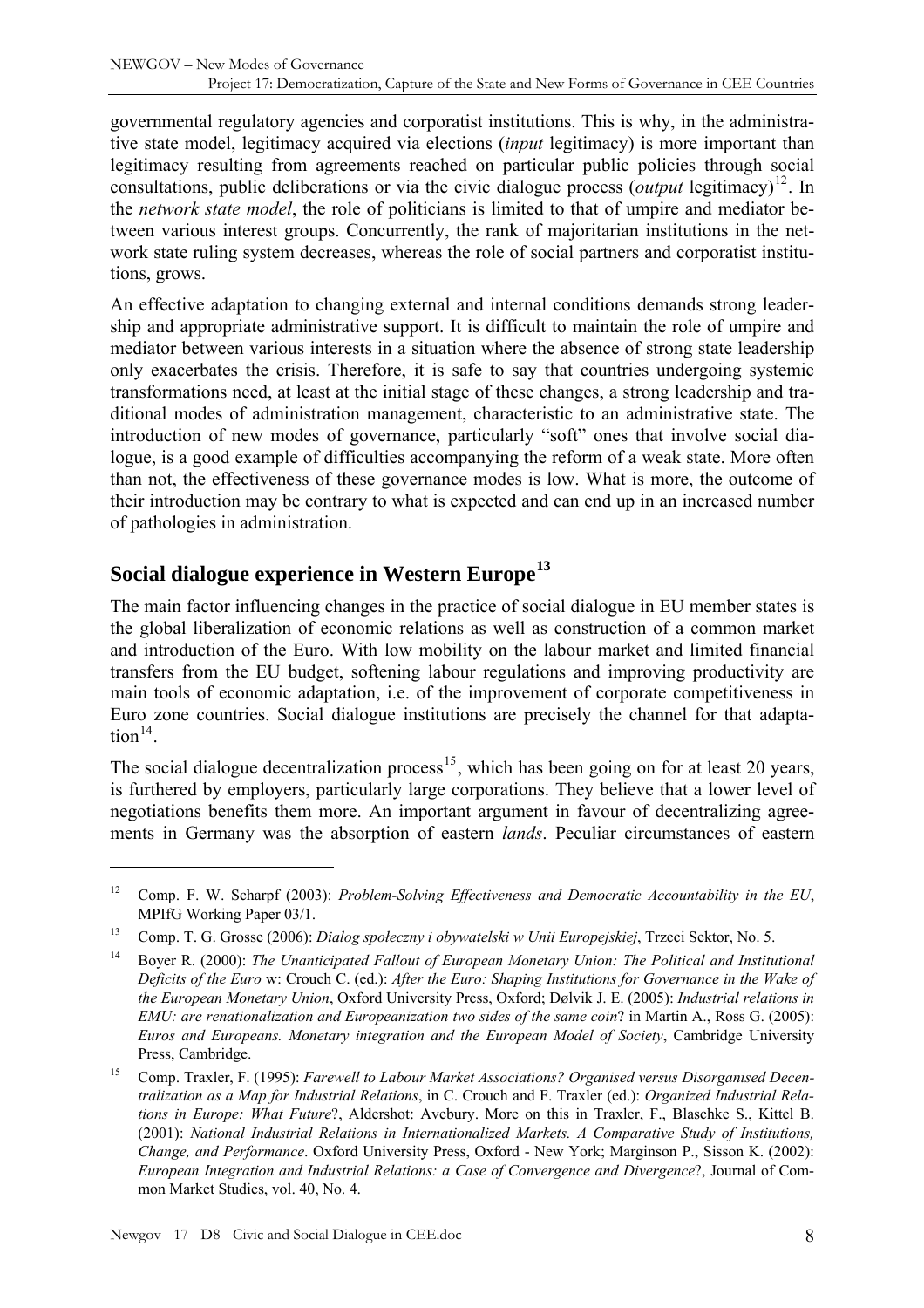governmental regulatory agencies and corporatist institutions. This is why, in the administrative state model, legitimacy acquired via elections (*input* legitimacy) is more important than legitimacy resulting from agreements reached on particular public policies through social consultations, public deliberations or via the civic dialogue process (*output* legitimacy)[12]. In the *network state model*, the role of politicians is limited to that of umpire and mediator between various interest groups. Concurrently, the rank of majoritarian institutions in the network state ruling system decreases, whereas the role of social partners and corporatist institutions, grows.

An effective adaptation to changing external and internal conditions demands strong leadership and appropriate administrative support. It is difficult to maintain the role of umpire and mediator between various interests in a situation where the absence of strong state leadership only exacerbates the crisis. Therefore, it is safe to say that countries undergoing systemic transformations need, at least at the initial stage of these changes, a strong leadership and traditional modes of administration management, characteristic to an administrative state. The introduction of new modes of governance, particularly "soft" ones that involve social dialogue, is a good example of difficulties accompanying the reform of a weak state. More often than not, the effectiveness of these governance modes is low. What is more, the outcome of their introduction may be contrary to what is expected and can end up in an increased number of pathologies in administration.

## Social dialogue experience in Western Europe[13]

The main factor influencing changes in the practice of social dialogue in EU member states is the global liberalization of economic relations as well as construction of a common market and introduction of the Euro. With low mobility on the labour market and limited financial transfers from the EU budget, softening labour regulations and improving productivity are main tools of economic adaptation, i.e. of the improvement of corporate competitiveness in Euro zone countries. Social dialogue institutions are precisely the channel for that adaptation[14].

The social dialogue decentralization process[15], which has been going on for at least 20 years, is furthered by employers, particularly large corporations. They believe that a lower level of negotiations benefits them more. An important argument in favour of decentralizing agreements in Germany was the absorption of eastern *lands*. Peculiar circumstances of eastern

---

[12] Comp. F. W. Scharpf (2003): *Problem-Solving Effectiveness and Democratic Accountability in the EU*, MPIfG Working Paper 03/1.

[13] Comp. T. G. Grosse (2006): *Dialog społeczny i obywatelski w Unii Europejskiej*, Trzeci Sektor, No. 5.

[14] Boyer R. (2000): *The Unanticipated Fallout of European Monetary Union: The Political and Institutional Deficits of the Euro* w: Crouch C. (ed.): *After the Euro: Shaping Institutions for Governance in the Wake of the European Monetary Union*, Oxford University Press, Oxford; Dølvik J. E. (2005): *Industrial relations in EMU: are renationalization and Europeanization two sides of the same coin*? in Martin A., Ross G. (2005): *Euros and Europeans. Monetary integration and the European Model of Society*, Cambridge University Press, Cambridge.

[15] Comp. Traxler, F. (1995): *Farewell to Labour Market Associations? Organised versus Disorganised Decentralization as a Map for Industrial Relations*, in C. Crouch and F. Traxler (ed.): *Organized Industrial Relations in Europe: What Future*?, Aldershot: Avebury. More on this in Traxler, F., Blaschke S., Kittel B. (2001): *National Industrial Relations in Internationalized Markets. A Comparative Study of Institutions, Change, and Performance*. Oxford University Press, Oxford - New York; Marginson P., Sisson K. (2002): *European Integration and Industrial Relations: a Case of Convergence and Divergence*?, Journal of Common Market Studies, vol. 40, No. 4.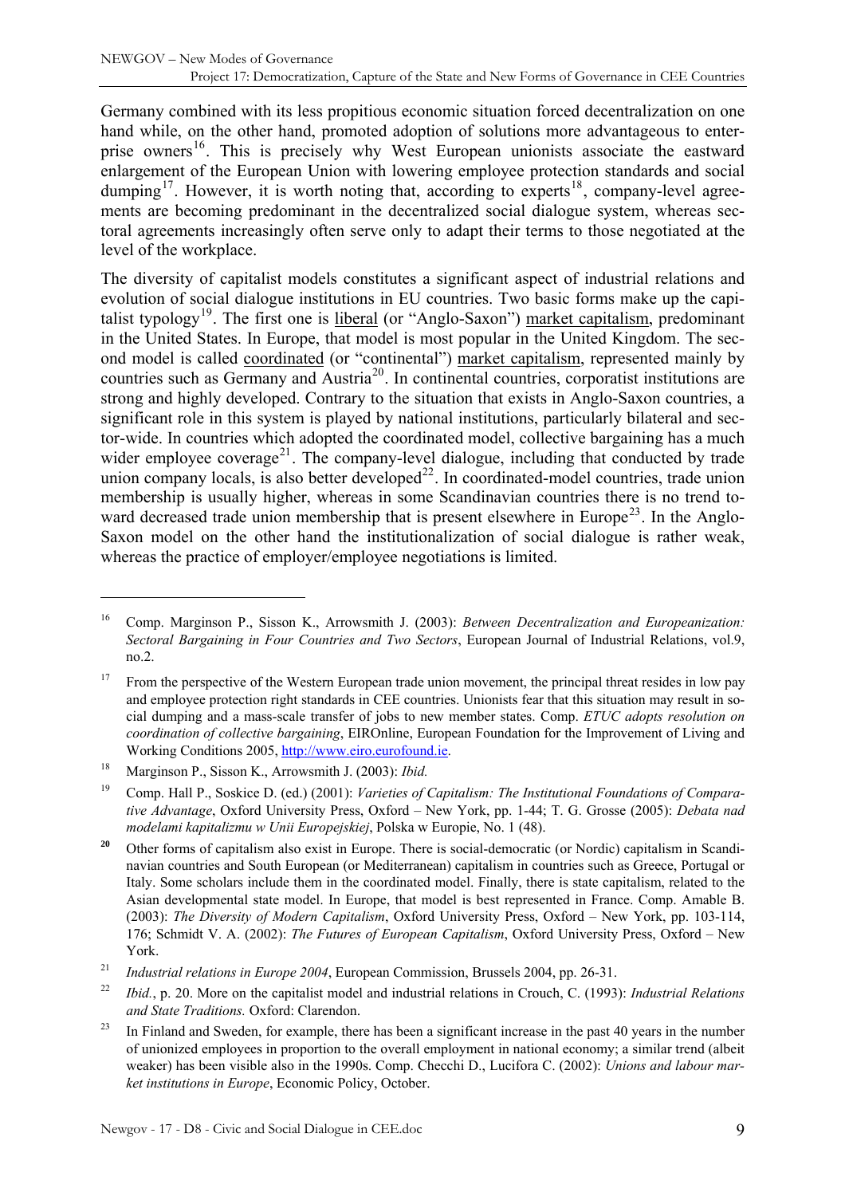Germany combined with its less propitious economic situation forced decentralization on one hand while, on the other hand, promoted adoption of solutions more advantageous to enterprise owners[16]. This is precisely why West European unionists associate the eastward enlargement of the European Union with lowering employee protection standards and social dumping[17]. However, it is worth noting that, according to experts[18], company-level agreements are becoming predominant in the decentralized social dialogue system, whereas sectoral agreements increasingly often serve only to adapt their terms to those negotiated at the level of the workplace.

The diversity of capitalist models constitutes a significant aspect of industrial relations and evolution of social dialogue institutions in EU countries. Two basic forms make up the capitalist typology[19]. The first one is liberal (or "Anglo-Saxon") market capitalism, predominant in the United States. In Europe, that model is most popular in the United Kingdom. The second model is called coordinated (or "continental") market capitalism, represented mainly by countries such as Germany and Austria[20]. In continental countries, corporatist institutions are strong and highly developed. Contrary to the situation that exists in Anglo-Saxon countries, a significant role in this system is played by national institutions, particularly bilateral and sector-wide. In countries which adopted the coordinated model, collective bargaining has a much wider employee coverage[21]. The company-level dialogue, including that conducted by trade union company locals, is also better developed[22]. In coordinated-model countries, trade union membership is usually higher, whereas in some Scandinavian countries there is no trend toward decreased trade union membership that is present elsewhere in Europe[23]. In the Anglo-Saxon model on the other hand the institutionalization of social dialogue is rather weak, whereas the practice of employer/employee negotiations is limited.

---

[16] Comp. Marginson P., Sisson K., Arrowsmith J. (2003): *Between Decentralization and Europeanization: Sectoral Bargaining in Four Countries and Two Sectors*, European Journal of Industrial Relations, vol.9, no.2.

[17] From the perspective of the Western European trade union movement, the principal threat resides in low pay and employee protection right standards in CEE countries. Unionists fear that this situation may result in social dumping and a mass-scale transfer of jobs to new member states. Comp. *ETUC adopts resolution on coordination of collective bargaining*, EIROnline, European Foundation for the Improvement of Living and Working Conditions 2005, http://www.eiro.eurofound.ie.

[18] Marginson P., Sisson K., Arrowsmith J. (2003): *Ibid.*

[19] Comp. Hall P., Soskice D. (ed.) (2001): *Varieties of Capitalism: The Institutional Foundations of Comparative Advantage*, Oxford University Press, Oxford – New York, pp. 1-44; T. G. Grosse (2005): *Debata nad modelami kapitalizmu w Unii Europejskiej*, Polska w Europie, No. 1 (48).

[20] Other forms of capitalism also exist in Europe. There is social-democratic (or Nordic) capitalism in Scandinavian countries and South European (or Mediterranean) capitalism in countries such as Greece, Portugal or Italy. Some scholars include them in the coordinated model. Finally, there is state capitalism, related to the Asian developmental state model. In Europe, that model is best represented in France. Comp. Amable B. (2003): *The Diversity of Modern Capitalism*, Oxford University Press, Oxford – New York, pp. 103-114, 176; Schmidt V. A. (2002): *The Futures of European Capitalism*, Oxford University Press, Oxford – New York.

[21] *Industrial relations in Europe 2004*, European Commission, Brussels 2004, pp. 26-31.

[22] *Ibid.*, p. 20. More on the capitalist model and industrial relations in Crouch, C. (1993): *Industrial Relations and State Traditions.* Oxford: Clarendon.

[23] In Finland and Sweden, for example, there has been a significant increase in the past 40 years in the number of unionized employees in proportion to the overall employment in national economy; a similar trend (albeit weaker) has been visible also in the 1990s. Comp. Checchi D., Lucifora C. (2002): *Unions and labour market institutions in Europe*, Economic Policy, October.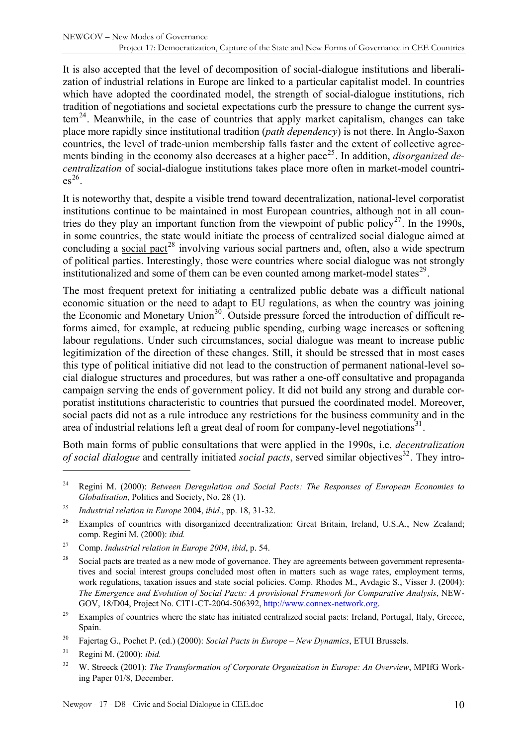It is also accepted that the level of decomposition of social-dialogue institutions and liberalization of industrial relations in Europe are linked to a particular capitalist model. In countries which have adopted the coordinated model, the strength of social-dialogue institutions, rich tradition of negotiations and societal expectations curb the pressure to change the current system[24]. Meanwhile, in the case of countries that apply market capitalism, changes can take place more rapidly since institutional tradition (*path dependency*) is not there. In Anglo-Saxon countries, the level of trade-union membership falls faster and the extent of collective agreements binding in the economy also decreases at a higher pace[25]. In addition, *disorganized decentralization* of social-dialogue institutions takes place more often in market-model countries[26].

It is noteworthy that, despite a visible trend toward decentralization, national-level corporatist institutions continue to be maintained in most European countries, although not in all countries do they play an important function from the viewpoint of public policy[27]. In the 1990s, in some countries, the state would initiate the process of centralized social dialogue aimed at concluding a social pact[28] involving various social partners and, often, also a wide spectrum of political parties. Interestingly, those were countries where social dialogue was not strongly institutionalized and some of them can be even counted among market-model states[29].

The most frequent pretext for initiating a centralized public debate was a difficult national economic situation or the need to adapt to EU regulations, as when the country was joining the Economic and Monetary Union[30]. Outside pressure forced the introduction of difficult reforms aimed, for example, at reducing public spending, curbing wage increases or softening labour regulations. Under such circumstances, social dialogue was meant to increase public legitimization of the direction of these changes. Still, it should be stressed that in most cases this type of political initiative did not lead to the construction of permanent national-level social dialogue structures and procedures, but was rather a one-off consultative and propaganda campaign serving the ends of government policy. It did not build any strong and durable corporatist institutions characteristic to countries that pursued the coordinated model. Moreover, social pacts did not as a rule introduce any restrictions for the business community and in the area of industrial relations left a great deal of room for company-level negotiations[31].

Both main forms of public consultations that were applied in the 1990s, i.e. *decentralization of social dialogue* and centrally initiated *social pacts*, served similar objectives[32]. They intro-

---

[24] Regini M. (2000): *Between Deregulation and Social Pacts: The Responses of European Economies to Globalisation*, Politics and Society, No. 28 (1).

[25] *Industrial relation in Europe* 2004, *ibid.*, pp. 18, 31-32.

[26] Examples of countries with disorganized decentralization: Great Britain, Ireland, U.S.A., New Zealand; comp. Regini M. (2000): *ibid.*

[27] Comp. *Industrial relation in Europe 2004*, *ibid*, p. 54.

[28] Social pacts are treated as a new mode of governance. They are agreements between government representatives and social interest groups concluded most often in matters such as wage rates, employment terms, work regulations, taxation issues and state social policies. Comp. Rhodes M., Avdagic S., Visser J. (2004): *The Emergence and Evolution of Social Pacts: A provisional Framework for Comparative Analysis*, NEWGOV, 18/D04, Project No. CIT1-CT-2004-506392, http://www.connex-network.org.

[29] Examples of countries where the state has initiated centralized social pacts: Ireland, Portugal, Italy, Greece, Spain.

[30] Fajertag G., Pochet P. (ed.) (2000): *Social Pacts in Europe – New Dynamics*, ETUI Brussels.

[31] Regini M. (2000): *ibid.*

[32] W. Streeck (2001): *The Transformation of Corporate Organization in Europe: An Overview*, MPIfG Working Paper 01/8, December.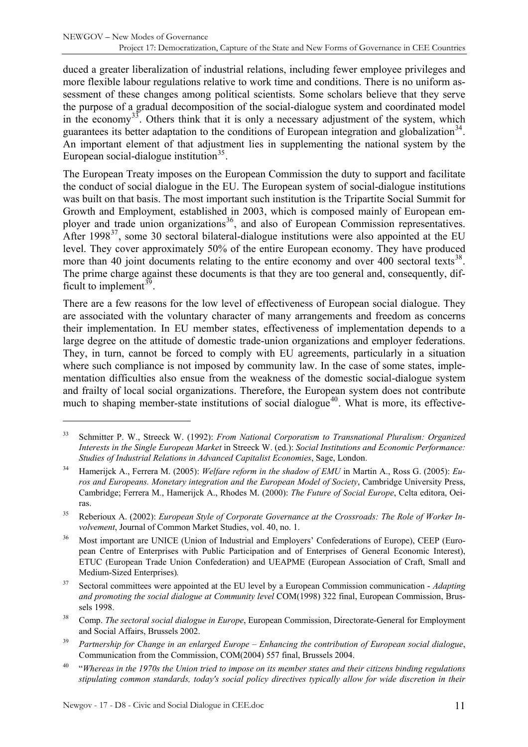duced a greater liberalization of industrial relations, including fewer employee privileges and more flexible labour regulations relative to work time and conditions. There is no uniform assessment of these changes among political scientists. Some scholars believe that they serve the purpose of a gradual decomposition of the social-dialogue system and coordinated model in the economy[33]. Others think that it is only a necessary adjustment of the system, which guarantees its better adaptation to the conditions of European integration and globalization[34]. An important element of that adjustment lies in supplementing the national system by the European social-dialogue institution[35].

The European Treaty imposes on the European Commission the duty to support and facilitate the conduct of social dialogue in the EU. The European system of social-dialogue institutions was built on that basis. The most important such institution is the Tripartite Social Summit for Growth and Employment, established in 2003, which is composed mainly of European employer and trade union organizations[36], and also of European Commission representatives. After 1998[37], some 30 sectoral bilateral-dialogue institutions were also appointed at the EU level. They cover approximately 50% of the entire European economy. They have produced more than 40 joint documents relating to the entire economy and over 400 sectoral texts[38]. The prime charge against these documents is that they are too general and, consequently, difficult to implement[39].

There are a few reasons for the low level of effectiveness of European social dialogue. They are associated with the voluntary character of many arrangements and freedom as concerns their implementation. In EU member states, effectiveness of implementation depends to a large degree on the attitude of domestic trade-union organizations and employer federations. They, in turn, cannot be forced to comply with EU agreements, particularly in a situation where such compliance is not imposed by community law. In the case of some states, implementation difficulties also ensue from the weakness of the domestic social-dialogue system and frailty of local social organizations. Therefore, the European system does not contribute much to shaping member-state institutions of social dialogue[40]. What is more, its effective-

---

[33] Schmitter P. W., Streeck W. (1992): *From National Corporatism to Transnational Pluralism: Organized Interests in the Single European Market* in Streeck W. (ed.): *Social Institutions and Economic Performance: Studies of Industrial Relations in Advanced Capitalist Economies*, Sage, London.

[34] Hamerijck A., Ferrera M. (2005): *Welfare reform in the shadow of EMU* in Martin A., Ross G. (2005): *Euros and Europeans. Monetary integration and the European Model of Society*, Cambridge University Press, Cambridge; Ferrera M., Hamerijck A., Rhodes M. (2000): *The Future of Social Europe*, Celta editora, Oeiras.

[35] Reberioux A. (2002): *European Style of Corporate Governance at the Crossroads: The Role of Worker Involvement*, Journal of Common Market Studies, vol. 40, no. 1.

[36] Most important are UNICE (Union of Industrial and Employers' Confederations of Europe), CEEP (European Centre of Enterprises with Public Participation and of Enterprises of General Economic Interest), ETUC (European Trade Union Confederation) and UEAPME (European Association of Craft, Small and Medium-Sized Enterprises).

[37] Sectoral committees were appointed at the EU level by a European Commission communication - *Adapting and promoting the social dialogue at Community level* COM(1998) 322 final, European Commission, Brussels 1998.

[38] Comp. *The sectoral social dialogue in Europe*, European Commission, Directorate-General for Employment and Social Affairs, Brussels 2002.

[39] *Partnership for Change in an enlarged Europe – Enhancing the contribution of European social dialogue*, Communication from the Commission, COM(2004) 557 final, Brussels 2004.

[40] "*Whereas in the 1970s the Union tried to impose on its member states and their citizens binding regulations stipulating common standards, today's social policy directives typically allow for wide discretion in their*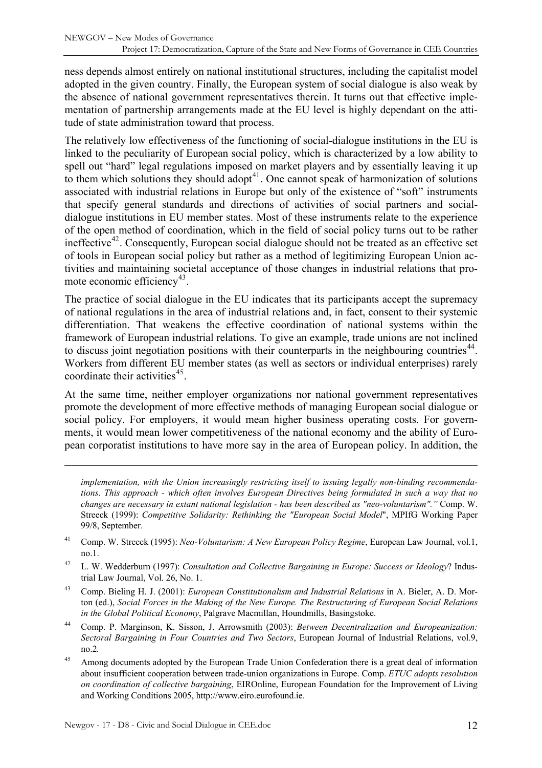ness depends almost entirely on national institutional structures, including the capitalist model adopted in the given country. Finally, the European system of social dialogue is also weak by the absence of national government representatives therein. It turns out that effective implementation of partnership arrangements made at the EU level is highly dependant on the attitude of state administration toward that process.

The relatively low effectiveness of the functioning of social-dialogue institutions in the EU is linked to the peculiarity of European social policy, which is characterized by a low ability to spell out "hard" legal regulations imposed on market players and by essentially leaving it up to them which solutions they should adopt[41]. One cannot speak of harmonization of solutions associated with industrial relations in Europe but only of the existence of "soft" instruments that specify general standards and directions of activities of social partners and social-dialogue institutions in EU member states. Most of these instruments relate to the experience of the open method of coordination, which in the field of social policy turns out to be rather ineffective[42]. Consequently, European social dialogue should not be treated as an effective set of tools in European social policy but rather as a method of legitimizing European Union activities and maintaining societal acceptance of those changes in industrial relations that promote economic efficiency[43].

The practice of social dialogue in the EU indicates that its participants accept the supremacy of national regulations in the area of industrial relations and, in fact, consent to their systemic differentiation. That weakens the effective coordination of national systems within the framework of European industrial relations. To give an example, trade unions are not inclined to discuss joint negotiation positions with their counterparts in the neighbouring countries[44]. Workers from different EU member states (as well as sectors or individual enterprises) rarely coordinate their activities[45].

At the same time, neither employer organizations nor national government representatives promote the development of more effective methods of managing European social dialogue or social policy. For employers, it would mean higher business operating costs. For governments, it would mean lower competitiveness of the national economy and the ability of European corporatist institutions to have more say in the area of European policy. In addition, the

---

*implementation, with the Union increasingly restricting itself to issuing legally non-binding recommendations. This approach - which often involves European Directives being formulated in such a way that no changes are necessary in extant national legislation - has been described as "neo-voluntarism"."* Comp. W. Streeck (1999): *Competitive Solidarity: Rethinking the "European Social Model*", MPIfG Working Paper 99/8, September.

[41] Comp. W. Streeck (1995): *Neo-Voluntarism: A New European Policy Regime*, European Law Journal, vol.1, no.1.

[42] L. W. Wedderburn (1997): *Consultation and Collective Bargaining in Europe: Success or Ideology*? Industrial Law Journal, Vol. 26, No. 1.

[43] Comp. Bieling H. J. (2001): *European Constitutionalism and Industrial Relations* in A. Bieler, A. D. Morton (ed.), *Social Forces in the Making of the New Europe. The Restructuring of European Social Relations in the Global Political Economy*, Palgrave Macmillan, Houndmills, Basingstoke.

[44] Comp. P. Marginson, K. Sisson, J. Arrowsmith (2003): *Between Decentralization and Europeanization: Sectoral Bargaining in Four Countries and Two Sectors*, European Journal of Industrial Relations, vol.9, no.2*.*

[45] Among documents adopted by the European Trade Union Confederation there is a great deal of information about insufficient cooperation between trade-union organizations in Europe. Comp. *ETUC adopts resolution on coordination of collective bargaining*, EIROnline, European Foundation for the Improvement of Living and Working Conditions 2005, http://www.eiro.eurofound.ie.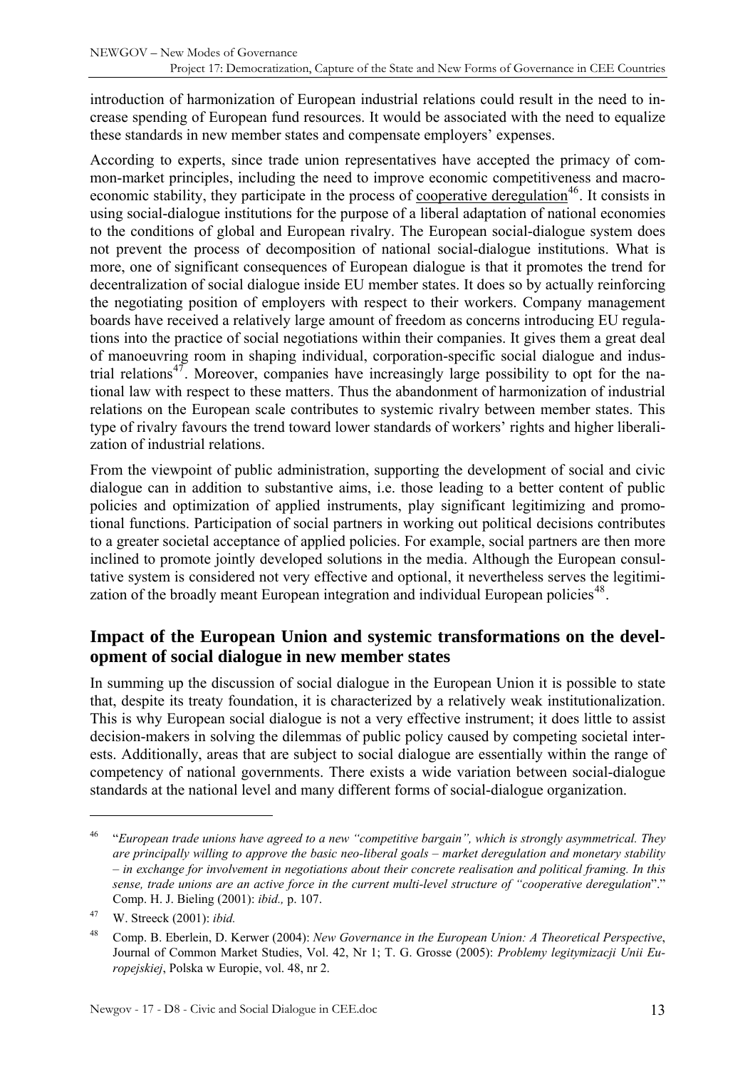introduction of harmonization of European industrial relations could result in the need to increase spending of European fund resources. It would be associated with the need to equalize these standards in new member states and compensate employers' expenses.

According to experts, since trade union representatives have accepted the primacy of common-market principles, including the need to improve economic competitiveness and macroeconomic stability, they participate in the process of cooperative deregulation[46]. It consists in using social-dialogue institutions for the purpose of a liberal adaptation of national economies to the conditions of global and European rivalry. The European social-dialogue system does not prevent the process of decomposition of national social-dialogue institutions. What is more, one of significant consequences of European dialogue is that it promotes the trend for decentralization of social dialogue inside EU member states. It does so by actually reinforcing the negotiating position of employers with respect to their workers. Company management boards have received a relatively large amount of freedom as concerns introducing EU regulations into the practice of social negotiations within their companies. It gives them a great deal of manoeuvring room in shaping individual, corporation-specific social dialogue and industrial relations[47]. Moreover, companies have increasingly large possibility to opt for the national law with respect to these matters. Thus the abandonment of harmonization of industrial relations on the European scale contributes to systemic rivalry between member states. This type of rivalry favours the trend toward lower standards of workers' rights and higher liberalization of industrial relations.

From the viewpoint of public administration, supporting the development of social and civic dialogue can in addition to substantive aims, i.e. those leading to a better content of public policies and optimization of applied instruments, play significant legitimizing and promotional functions. Participation of social partners in working out political decisions contributes to a greater societal acceptance of applied policies. For example, social partners are then more inclined to promote jointly developed solutions in the media. Although the European consultative system is considered not very effective and optional, it nevertheless serves the legitimization of the broadly meant European integration and individual European policies[48].

## Impact of the European Union and systemic transformations on the development of social dialogue in new member states

In summing up the discussion of social dialogue in the European Union it is possible to state that, despite its treaty foundation, it is characterized by a relatively weak institutionalization. This is why European social dialogue is not a very effective instrument; it does little to assist decision-makers in solving the dilemmas of public policy caused by competing societal interests. Additionally, areas that are subject to social dialogue are essentially within the range of competency of national governments. There exists a wide variation between social-dialogue standards at the national level and many different forms of social-dialogue organization.

---

[46] "*European trade unions have agreed to a new "competitive bargain", which is strongly asymmetrical. They are principally willing to approve the basic neo-liberal goals – market deregulation and monetary stability – in exchange for involvement in negotiations about their concrete realisation and political framing. In this sense, trade unions are an active force in the current multi-level structure of "cooperative deregulation*"." Comp. H. J. Bieling (2001): *ibid.,* p. 107.

[47] W. Streeck (2001): *ibid.*

[48] Comp. B. Eberlein, D. Kerwer (2004): *New Governance in the European Union: A Theoretical Perspective*, Journal of Common Market Studies, Vol. 42, Nr 1; T. G. Grosse (2005): *Problemy legitymizacji Unii Europejskiej*, Polska w Europie, vol. 48, nr 2.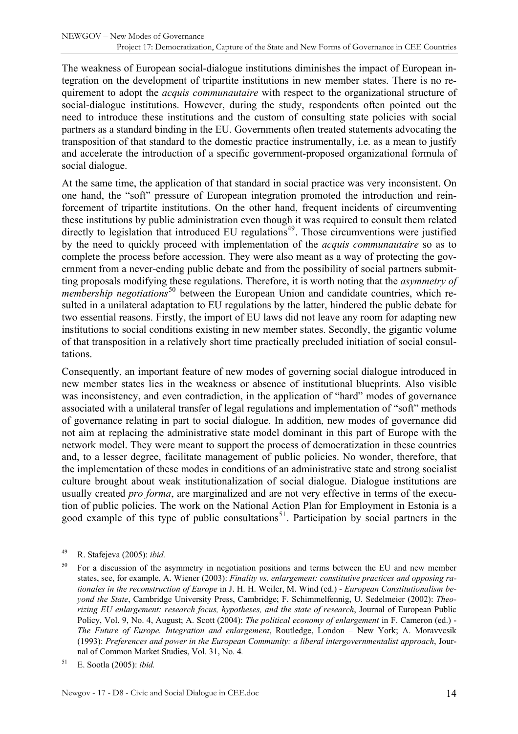The weakness of European social-dialogue institutions diminishes the impact of European integration on the development of tripartite institutions in new member states. There is no requirement to adopt the *acquis communautaire* with respect to the organizational structure of social-dialogue institutions. However, during the study, respondents often pointed out the need to introduce these institutions and the custom of consulting state policies with social partners as a standard binding in the EU. Governments often treated statements advocating the transposition of that standard to the domestic practice instrumentally, i.e. as a mean to justify and accelerate the introduction of a specific government-proposed organizational formula of social dialogue.

At the same time, the application of that standard in social practice was very inconsistent. On one hand, the "soft" pressure of European integration promoted the introduction and reinforcement of tripartite institutions. On the other hand, frequent incidents of circumventing these institutions by public administration even though it was required to consult them related directly to legislation that introduced EU regulations[49]. Those circumventions were justified by the need to quickly proceed with implementation of the *acquis communautaire* so as to complete the process before accession. They were also meant as a way of protecting the government from a never-ending public debate and from the possibility of social partners submitting proposals modifying these regulations. Therefore, it is worth noting that the *asymmetry of membership negotiations*[50] between the European Union and candidate countries, which resulted in a unilateral adaptation to EU regulations by the latter, hindered the public debate for two essential reasons. Firstly, the import of EU laws did not leave any room for adapting new institutions to social conditions existing in new member states. Secondly, the gigantic volume of that transposition in a relatively short time practically precluded initiation of social consultations.

Consequently, an important feature of new modes of governing social dialogue introduced in new member states lies in the weakness or absence of institutional blueprints. Also visible was inconsistency, and even contradiction, in the application of "hard" modes of governance associated with a unilateral transfer of legal regulations and implementation of "soft" methods of governance relating in part to social dialogue. In addition, new modes of governance did not aim at replacing the administrative state model dominant in this part of Europe with the network model. They were meant to support the process of democratization in these countries and, to a lesser degree, facilitate management of public policies. No wonder, therefore, that the implementation of these modes in conditions of an administrative state and strong socialist culture brought about weak institutionalization of social dialogue. Dialogue institutions are usually created *pro forma*, are marginalized and are not very effective in terms of the execution of public policies. The work on the National Action Plan for Employment in Estonia is a good example of this type of public consultations[51]. Participation by social partners in the

---

[49] R. Stafejeva (2005): *ibid.*

[50] For a discussion of the asymmetry in negotiation positions and terms between the EU and new member states, see, for example, A. Wiener (2003): *Finality vs. enlargement: constitutive practices and opposing rationales in the reconstruction of Europe* in J. H. H. Weiler, M. Wind (ed.) - *European Constitutionalism beyond the State*, Cambridge University Press, Cambridge; F. Schimmelfennig, U. Sedelmeier (2002): *Theorizing EU enlargement: research focus, hypotheses, and the state of research*, Journal of European Public Policy, Vol. 9, No. 4, August; A. Scott (2004): *The political economy of enlargement* in F. Cameron (ed.) - *The Future of Europe. Integration and enlargement*, Routledge, London – New York; A. Moravvcsik (1993): *Preferences and power in the European Community: a liberal intergovernmentalist approach*, Journal of Common Market Studies, Vol. 31, No. 4*.*

[51] E. Sootla (2005): *ibid.*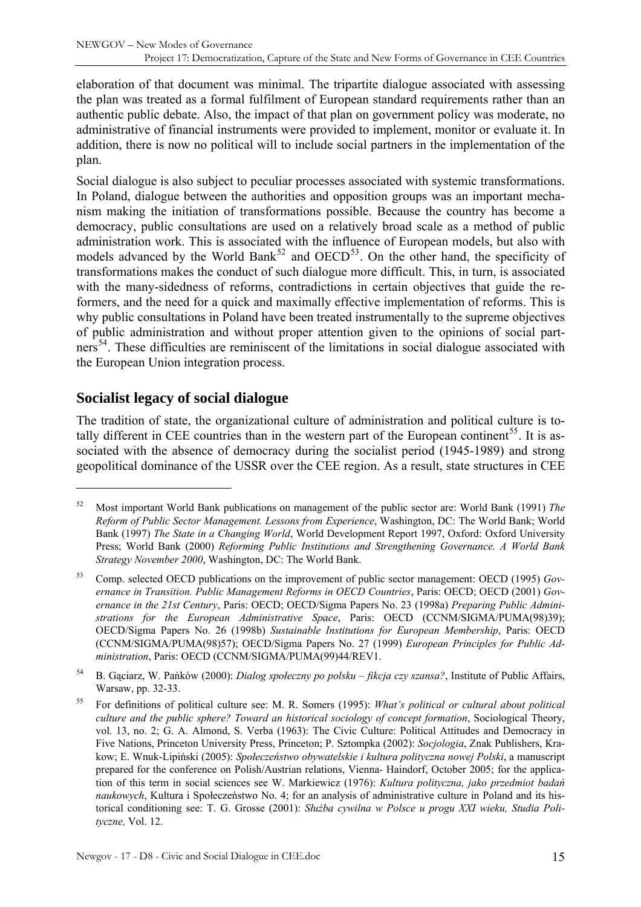elaboration of that document was minimal. The tripartite dialogue associated with assessing the plan was treated as a formal fulfilment of European standard requirements rather than an authentic public debate. Also, the impact of that plan on government policy was moderate, no administrative of financial instruments were provided to implement, monitor or evaluate it. In addition, there is now no political will to include social partners in the implementation of the plan.

Social dialogue is also subject to peculiar processes associated with systemic transformations. In Poland, dialogue between the authorities and opposition groups was an important mechanism making the initiation of transformations possible. Because the country has become a democracy, public consultations are used on a relatively broad scale as a method of public administration work. This is associated with the influence of European models, but also with models advanced by the World Bank[52] and OECD[53]. On the other hand, the specificity of transformations makes the conduct of such dialogue more difficult. This, in turn, is associated with the many-sidedness of reforms, contradictions in certain objectives that guide the reformers, and the need for a quick and maximally effective implementation of reforms. This is why public consultations in Poland have been treated instrumentally to the supreme objectives of public administration and without proper attention given to the opinions of social partners[54]. These difficulties are reminiscent of the limitations in social dialogue associated with the European Union integration process.

## Socialist legacy of social dialogue

The tradition of state, the organizational culture of administration and political culture is totally different in CEE countries than in the western part of the European continent[55]. It is associated with the absence of democracy during the socialist period (1945-1989) and strong geopolitical dominance of the USSR over the CEE region. As a result, state structures in CEE

---

[52] Most important World Bank publications on management of the public sector are: World Bank (1991) *The Reform of Public Sector Management. Lessons from Experience*, Washington, DC: The World Bank; World Bank (1997) *The State in a Changing World*, World Development Report 1997, Oxford: Oxford University Press; World Bank (2000) *Reforming Public Institutions and Strengthening Governance. A World Bank Strategy November 2000*, Washington, DC: The World Bank.

[53] Comp. selected OECD publications on the improvement of public sector management: OECD (1995) *Governance in Transition. Public Management Reforms in OECD Countries*, Paris: OECD; OECD (2001) *Governance in the 21st Century*, Paris: OECD; OECD/Sigma Papers No. 23 (1998a) *Preparing Public Administrations for the European Administrative Space*, Paris: OECD (CCNM/SIGMA/PUMA(98)39); OECD/Sigma Papers No. 26 (1998b) *Sustainable Institutions for European Membership*, Paris: OECD (CCNM/SIGMA/PUMA(98)57); OECD/Sigma Papers No. 27 (1999) *European Principles for Public Administration*, Paris: OECD (CCNM/SIGMA/PUMA(99)44/REV1.

[54] B. Gąciarz, W. Pańków (2000): *Dialog społeczny po polsku – fikcja czy szansa?*, Institute of Public Affairs, Warsaw, pp. 32-33.

[55] For definitions of political culture see: M. R. Somers (1995): *What's political or cultural about political culture and the public sphere? Toward an historical sociology of concept formation*, Sociological Theory, vol. 13, no. 2; G. A. Almond, S. Verba (1963): The Civic Culture: Political Attitudes and Democracy in Five Nations, Princeton University Press, Princeton; P. Sztompka (2002): *Socjologia*, Znak Publishers, Krakow; E. Wnuk-Lipiński (2005): *Społeczeństwo obywatelskie i kultura polityczna nowej Polski*, a manuscript prepared for the conference on Polish/Austrian relations, Vienna- Haindorf, October 2005; for the application of this term in social sciences see W. Markiewicz (1976): *Kultura polityczna, jako przedmiot badań naukowych*, Kultura i Społeczeństwo No. 4; for an analysis of administrative culture in Poland and its historical conditioning see: T. G. Grosse (2001): *Służba cywilna w Polsce u progu XXI wieku, Studia Polityczne,* Vol. 12.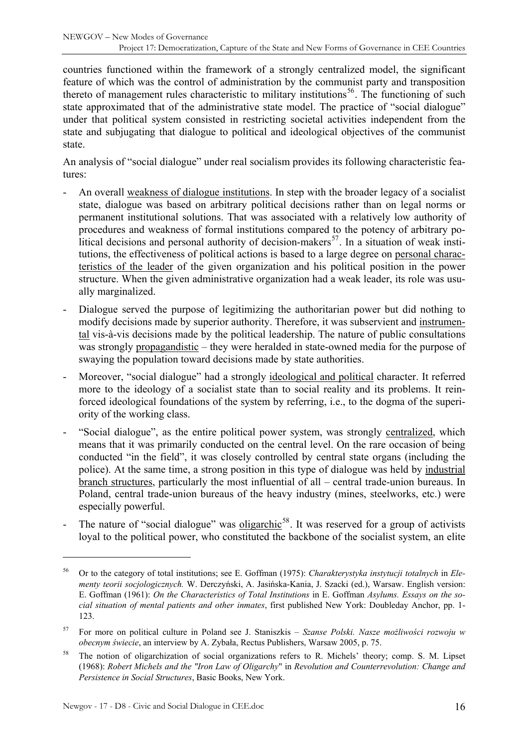countries functioned within the framework of a strongly centralized model, the significant feature of which was the control of administration by the communist party and transposition thereto of management rules characteristic to military institutions[56]. The functioning of such state approximated that of the administrative state model. The practice of "social dialogue" under that political system consisted in restricting societal activities independent from the state and subjugating that dialogue to political and ideological objectives of the communist state.

An analysis of "social dialogue" under real socialism provides its following characteristic features:

- An overall <u>weakness of dialogue institutions</u>. In step with the broader legacy of a socialist state, dialogue was based on arbitrary political decisions rather than on legal norms or permanent institutional solutions. That was associated with a relatively low authority of procedures and weakness of formal institutions compared to the potency of arbitrary political decisions and personal authority of decision-makers[57]. In a situation of weak institutions, the effectiveness of political actions is based to a large degree on <u>personal characteristics of the leader</u> of the given organization and his political position in the power structure. When the given administrative organization had a weak leader, its role was usually marginalized.
- Dialogue served the purpose of legitimizing the authoritarian power but did nothing to modify decisions made by superior authority. Therefore, it was subservient and <u>instrumental</u> vis-à-vis decisions made by the political leadership. The nature of public consultations was strongly <u>propagandistic</u> – they were heralded in state-owned media for the purpose of swaying the population toward decisions made by state authorities.
- Moreover, "social dialogue" had a strongly <u>ideological and political</u> character. It referred more to the ideology of a socialist state than to social reality and its problems. It reinforced ideological foundations of the system by referring, i.e., to the dogma of the superiority of the working class.
- "Social dialogue", as the entire political power system, was strongly <u>centralized</u>, which means that it was primarily conducted on the central level. On the rare occasion of being conducted "in the field", it was closely controlled by central state organs (including the police). At the same time, a strong position in this type of dialogue was held by <u>industrial branch structures</u>, particularly the most influential of all – central trade-union bureaus. In Poland, central trade-union bureaus of the heavy industry (mines, steelworks, etc.) were especially powerful.
- The nature of "social dialogue" was <u>oligarchic</u>[58]. It was reserved for a group of activists loyal to the political power, who constituted the backbone of the socialist system, an elite

---

[56] Or to the category of total institutions; see E. Goffman (1975): *Charakterystyka instytucji totalnych* in *Elementy teorii socjologicznych.* W. Derczyński, A. Jasińska-Kania, J. Szacki (ed.), Warsaw. English version: E. Goffman (1961): *On the Characteristics of Total Institutions* in E. Goffman *Asylums. Essays on the social situation of mental patients and other inmates*, first published New York: Doubleday Anchor, pp. 1-123.

[57] For more on political culture in Poland see J. Staniszkis – *Szanse Polski. Nasze możliwości rozwoju w obecnym świecie*, an interview by A. Zybała, Rectus Publishers, Warsaw 2005, p. 75.

[58] The notion of oligarchization of social organizations refers to R. Michels' theory; comp. S. M. Lipset (1968): *Robert Michels and the "Iron Law of Oligarchy"* in *Revolution and Counterrevolution: Change and Persistence in Social Structures*, Basic Books, New York.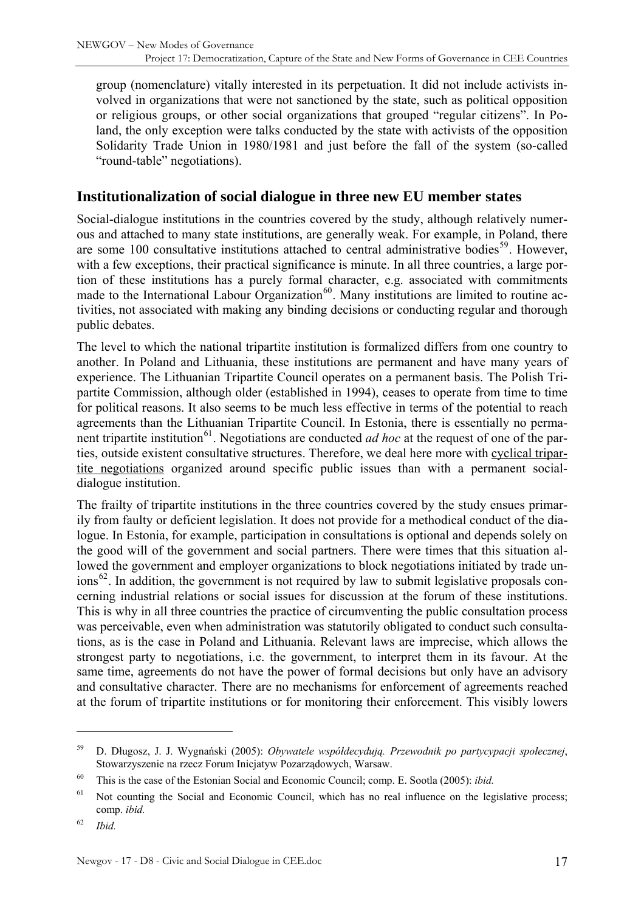group (nomenclature) vitally interested in its perpetuation. It did not include activists involved in organizations that were not sanctioned by the state, such as political opposition or religious groups, or other social organizations that grouped "regular citizens". In Poland, the only exception were talks conducted by the state with activists of the opposition Solidarity Trade Union in 1980/1981 and just before the fall of the system (so-called "round-table" negotiations).

## Institutionalization of social dialogue in three new EU member states

Social-dialogue institutions in the countries covered by the study, although relatively numerous and attached to many state institutions, are generally weak. For example, in Poland, there are some 100 consultative institutions attached to central administrative bodies[59]. However, with a few exceptions, their practical significance is minute. In all three countries, a large portion of these institutions has a purely formal character, e.g. associated with commitments made to the International Labour Organization[60]. Many institutions are limited to routine activities, not associated with making any binding decisions or conducting regular and thorough public debates.

The level to which the national tripartite institution is formalized differs from one country to another. In Poland and Lithuania, these institutions are permanent and have many years of experience. The Lithuanian Tripartite Council operates on a permanent basis. The Polish Tripartite Commission, although older (established in 1994), ceases to operate from time to time for political reasons. It also seems to be much less effective in terms of the potential to reach agreements than the Lithuanian Tripartite Council. In Estonia, there is essentially no permanent tripartite institution[61]. Negotiations are conducted *ad hoc* at the request of one of the parties, outside existent consultative structures. Therefore, we deal here more with cyclical tripartite negotiations organized around specific public issues than with a permanent social-dialogue institution.

The frailty of tripartite institutions in the three countries covered by the study ensues primarily from faulty or deficient legislation. It does not provide for a methodical conduct of the dialogue. In Estonia, for example, participation in consultations is optional and depends solely on the good will of the government and social partners. There were times that this situation allowed the government and employer organizations to block negotiations initiated by trade unions[62]. In addition, the government is not required by law to submit legislative proposals concerning industrial relations or social issues for discussion at the forum of these institutions. This is why in all three countries the practice of circumventing the public consultation process was perceivable, even when administration was statutorily obligated to conduct such consultations, as is the case in Poland and Lithuania. Relevant laws are imprecise, which allows the strongest party to negotiations, i.e. the government, to interpret them in its favour. At the same time, agreements do not have the power of formal decisions but only have an advisory and consultative character. There are no mechanisms for enforcement of agreements reached at the forum of tripartite institutions or for monitoring their enforcement. This visibly lowers

---

[59] D. Długosz, J. J. Wygnański (2005): *Obywatele współdecydują. Przewodnik po partycypacji społecznej*, Stowarzyszenie na rzecz Forum Inicjatyw Pozarządowych, Warsaw.

[60] This is the case of the Estonian Social and Economic Council; comp. E. Sootla (2005): *ibid.*

[61] Not counting the Social and Economic Council, which has no real influence on the legislative process; comp. *ibid.*

[62] *Ibid.*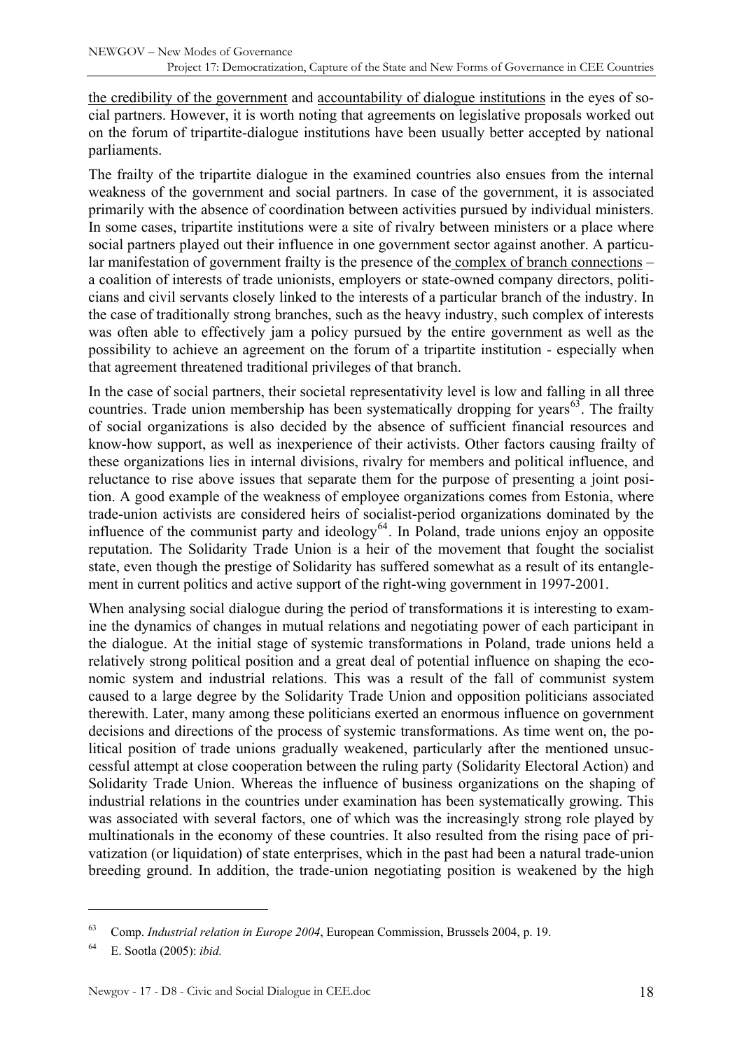the credibility of the government and accountability of dialogue institutions in the eyes of social partners. However, it is worth noting that agreements on legislative proposals worked out on the forum of tripartite-dialogue institutions have been usually better accepted by national parliaments.

The frailty of the tripartite dialogue in the examined countries also ensues from the internal weakness of the government and social partners. In case of the government, it is associated primarily with the absence of coordination between activities pursued by individual ministers. In some cases, tripartite institutions were a site of rivalry between ministers or a place where social partners played out their influence in one government sector against another. A particular manifestation of government frailty is the presence of the complex of branch connections – a coalition of interests of trade unionists, employers or state-owned company directors, politicians and civil servants closely linked to the interests of a particular branch of the industry. In the case of traditionally strong branches, such as the heavy industry, such complex of interests was often able to effectively jam a policy pursued by the entire government as well as the possibility to achieve an agreement on the forum of a tripartite institution - especially when that agreement threatened traditional privileges of that branch.

In the case of social partners, their societal representativity level is low and falling in all three countries. Trade union membership has been systematically dropping for years[63]. The frailty of social organizations is also decided by the absence of sufficient financial resources and know-how support, as well as inexperience of their activists. Other factors causing frailty of these organizations lies in internal divisions, rivalry for members and political influence, and reluctance to rise above issues that separate them for the purpose of presenting a joint position. A good example of the weakness of employee organizations comes from Estonia, where trade-union activists are considered heirs of socialist-period organizations dominated by the influence of the communist party and ideology[64]. In Poland, trade unions enjoy an opposite reputation. The Solidarity Trade Union is a heir of the movement that fought the socialist state, even though the prestige of Solidarity has suffered somewhat as a result of its entanglement in current politics and active support of the right-wing government in 1997-2001.

When analysing social dialogue during the period of transformations it is interesting to examine the dynamics of changes in mutual relations and negotiating power of each participant in the dialogue. At the initial stage of systemic transformations in Poland, trade unions held a relatively strong political position and a great deal of potential influence on shaping the economic system and industrial relations. This was a result of the fall of communist system caused to a large degree by the Solidarity Trade Union and opposition politicians associated therewith. Later, many among these politicians exerted an enormous influence on government decisions and directions of the process of systemic transformations. As time went on, the political position of trade unions gradually weakened, particularly after the mentioned unsuccessful attempt at close cooperation between the ruling party (Solidarity Electoral Action) and Solidarity Trade Union. Whereas the influence of business organizations on the shaping of industrial relations in the countries under examination has been systematically growing. This was associated with several factors, one of which was the increasingly strong role played by multinationals in the economy of these countries. It also resulted from the rising pace of privatization (or liquidation) of state enterprises, which in the past had been a natural trade-union breeding ground. In addition, the trade-union negotiating position is weakened by the high

---

[63] Comp. *Industrial relation in Europe 2004*, European Commission, Brussels 2004, p. 19.

[64] E. Sootla (2005): *ibid.*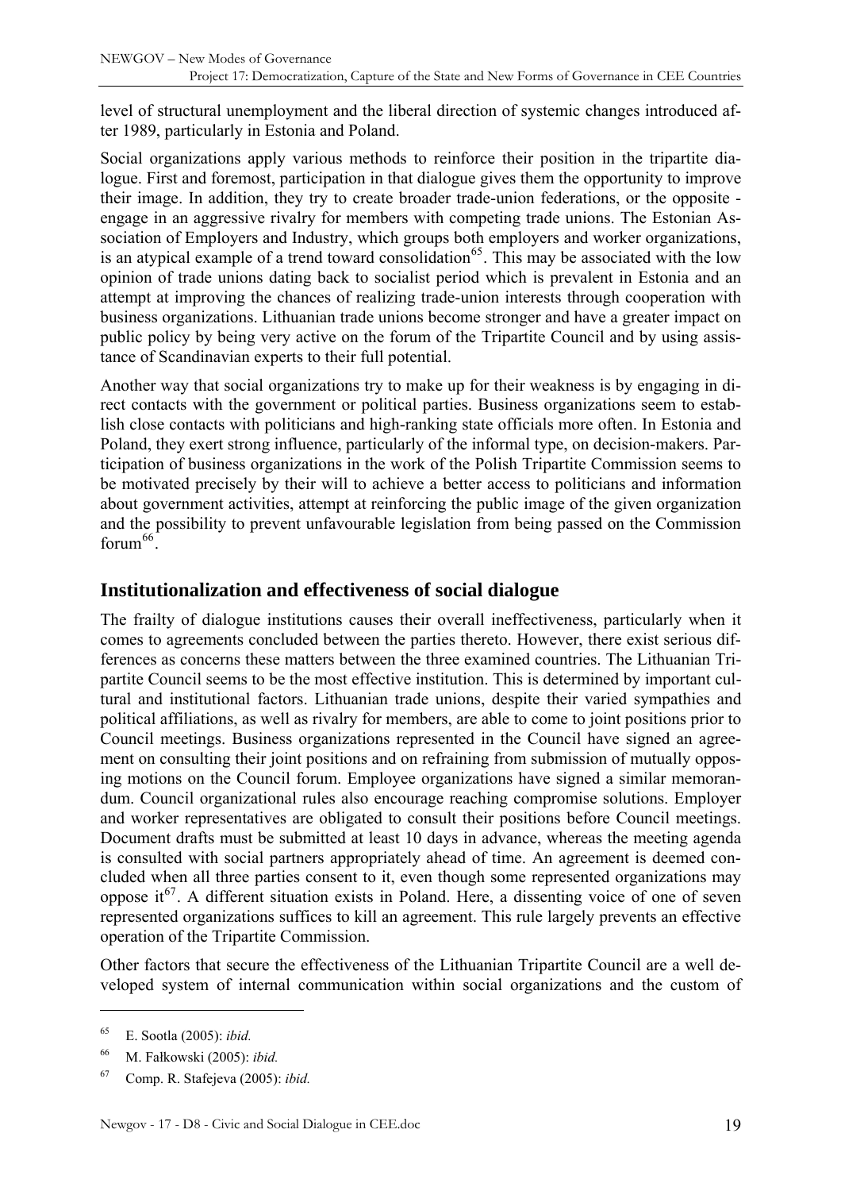level of structural unemployment and the liberal direction of systemic changes introduced after 1989, particularly in Estonia and Poland.

Social organizations apply various methods to reinforce their position in the tripartite dialogue. First and foremost, participation in that dialogue gives them the opportunity to improve their image. In addition, they try to create broader trade-union federations, or the opposite - engage in an aggressive rivalry for members with competing trade unions. The Estonian Association of Employers and Industry, which groups both employers and worker organizations, is an atypical example of a trend toward consolidation[65]. This may be associated with the low opinion of trade unions dating back to socialist period which is prevalent in Estonia and an attempt at improving the chances of realizing trade-union interests through cooperation with business organizations. Lithuanian trade unions become stronger and have a greater impact on public policy by being very active on the forum of the Tripartite Council and by using assistance of Scandinavian experts to their full potential.

Another way that social organizations try to make up for their weakness is by engaging in direct contacts with the government or political parties. Business organizations seem to establish close contacts with politicians and high-ranking state officials more often. In Estonia and Poland, they exert strong influence, particularly of the informal type, on decision-makers. Participation of business organizations in the work of the Polish Tripartite Commission seems to be motivated precisely by their will to achieve a better access to politicians and information about government activities, attempt at reinforcing the public image of the given organization and the possibility to prevent unfavourable legislation from being passed on the Commission forum[66].

## Institutionalization and effectiveness of social dialogue

The frailty of dialogue institutions causes their overall ineffectiveness, particularly when it comes to agreements concluded between the parties thereto. However, there exist serious differences as concerns these matters between the three examined countries. The Lithuanian Tripartite Council seems to be the most effective institution. This is determined by important cultural and institutional factors. Lithuanian trade unions, despite their varied sympathies and political affiliations, as well as rivalry for members, are able to come to joint positions prior to Council meetings. Business organizations represented in the Council have signed an agreement on consulting their joint positions and on refraining from submission of mutually opposing motions on the Council forum. Employee organizations have signed a similar memorandum. Council organizational rules also encourage reaching compromise solutions. Employer and worker representatives are obligated to consult their positions before Council meetings. Document drafts must be submitted at least 10 days in advance, whereas the meeting agenda is consulted with social partners appropriately ahead of time. An agreement is deemed concluded when all three parties consent to it, even though some represented organizations may oppose it[67]. A different situation exists in Poland. Here, a dissenting voice of one of seven represented organizations suffices to kill an agreement. This rule largely prevents an effective operation of the Tripartite Commission.

Other factors that secure the effectiveness of the Lithuanian Tripartite Council are a well developed system of internal communication within social organizations and the custom of

---

[65] E. Sootla (2005): *ibid.*

[66] M. Fałkowski (2005): *ibid.*

[67] Comp. R. Stafejeva (2005): *ibid.*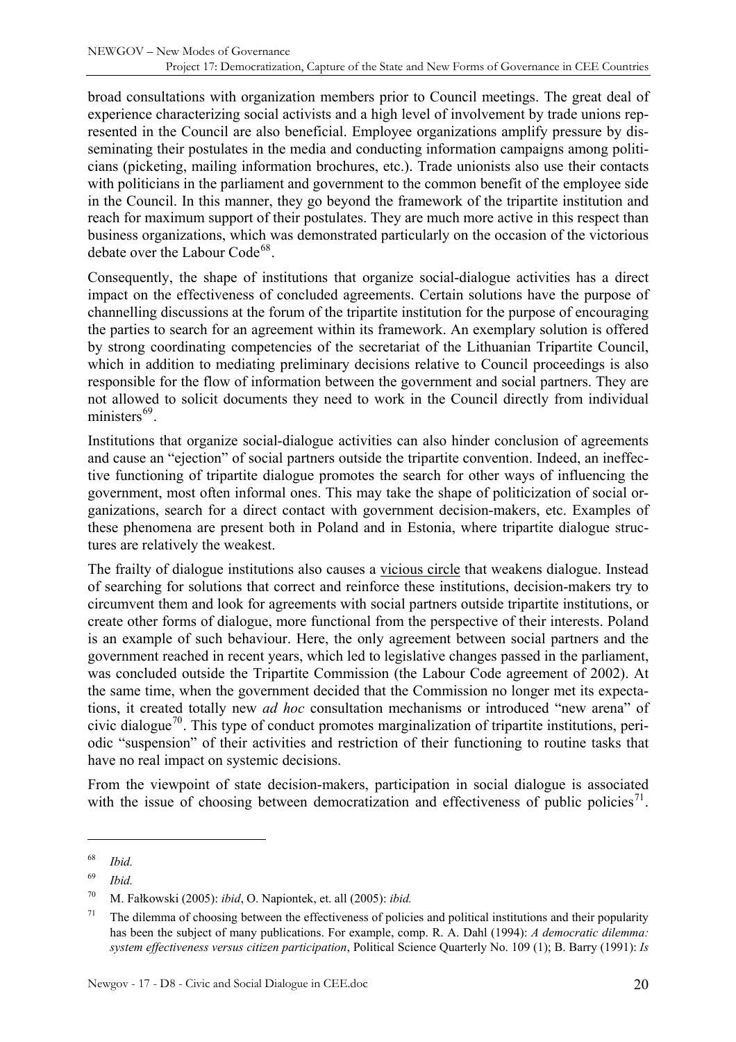broad consultations with organization members prior to Council meetings. The great deal of experience characterizing social activists and a high level of involvement by trade unions represented in the Council are also beneficial. Employee organizations amplify pressure by disseminating their postulates in the media and conducting information campaigns among politicians (picketing, mailing information brochures, etc.). Trade unionists also use their contacts with politicians in the parliament and government to the common benefit of the employee side in the Council. In this manner, they go beyond the framework of the tripartite institution and reach for maximum support of their postulates. They are much more active in this respect than business organizations, which was demonstrated particularly on the occasion of the victorious debate over the Labour Code[68].

Consequently, the shape of institutions that organize social-dialogue activities has a direct impact on the effectiveness of concluded agreements. Certain solutions have the purpose of channelling discussions at the forum of the tripartite institution for the purpose of encouraging the parties to search for an agreement within its framework. An exemplary solution is offered by strong coordinating competencies of the secretariat of the Lithuanian Tripartite Council, which in addition to mediating preliminary decisions relative to Council proceedings is also responsible for the flow of information between the government and social partners. They are not allowed to solicit documents they need to work in the Council directly from individual ministers[69].

Institutions that organize social-dialogue activities can also hinder conclusion of agreements and cause an "ejection" of social partners outside the tripartite convention. Indeed, an ineffective functioning of tripartite dialogue promotes the search for other ways of influencing the government, most often informal ones. This may take the shape of politicization of social organizations, search for a direct contact with government decision-makers, etc. Examples of these phenomena are present both in Poland and in Estonia, where tripartite dialogue structures are relatively the weakest.

The frailty of dialogue institutions also causes a vicious circle that weakens dialogue. Instead of searching for solutions that correct and reinforce these institutions, decision-makers try to circumvent them and look for agreements with social partners outside tripartite institutions, or create other forms of dialogue, more functional from the perspective of their interests. Poland is an example of such behaviour. Here, the only agreement between social partners and the government reached in recent years, which led to legislative changes passed in the parliament, was concluded outside the Tripartite Commission (the Labour Code agreement of 2002). At the same time, when the government decided that the Commission no longer met its expectations, it created totally new *ad hoc* consultation mechanisms or introduced "new arena" of civic dialogue[70]. This type of conduct promotes marginalization of tripartite institutions, periodic "suspension" of their activities and restriction of their functioning to routine tasks that have no real impact on systemic decisions.

From the viewpoint of state decision-makers, participation in social dialogue is associated with the issue of choosing between democratization and effectiveness of public policies[71].

---

[68] *Ibid.*

[69] *Ibid.*

[70] M. Fałkowski (2005): *ibid*, O. Napiontek, et. all (2005): *ibid.*

[71] The dilemma of choosing between the effectiveness of policies and political institutions and their popularity has been the subject of many publications. For example, comp. R. A. Dahl (1994): *A democratic dilemma: system effectiveness versus citizen participation*, Political Science Quarterly No. 109 (1); B. Barry (1991): *Is*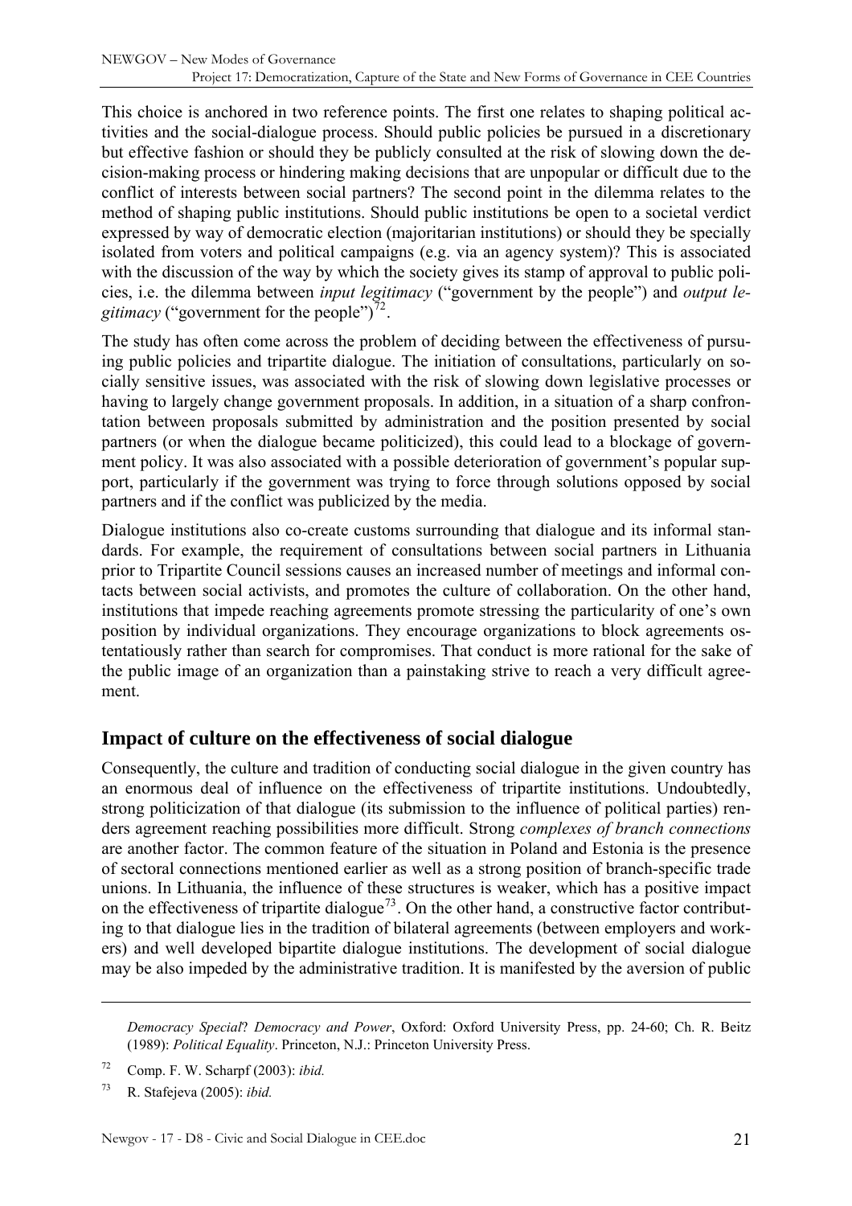This choice is anchored in two reference points. The first one relates to shaping political activities and the social-dialogue process. Should public policies be pursued in a discretionary but effective fashion or should they be publicly consulted at the risk of slowing down the decision-making process or hindering making decisions that are unpopular or difficult due to the conflict of interests between social partners? The second point in the dilemma relates to the method of shaping public institutions. Should public institutions be open to a societal verdict expressed by way of democratic election (majoritarian institutions) or should they be specially isolated from voters and political campaigns (e.g. via an agency system)? This is associated with the discussion of the way by which the society gives its stamp of approval to public policies, i.e. the dilemma between *input legitimacy* ("government by the people") and *output legitimacy* ("government for the people")[72].

The study has often come across the problem of deciding between the effectiveness of pursuing public policies and tripartite dialogue. The initiation of consultations, particularly on socially sensitive issues, was associated with the risk of slowing down legislative processes or having to largely change government proposals. In addition, in a situation of a sharp confrontation between proposals submitted by administration and the position presented by social partners (or when the dialogue became politicized), this could lead to a blockage of government policy. It was also associated with a possible deterioration of government's popular support, particularly if the government was trying to force through solutions opposed by social partners and if the conflict was publicized by the media.

Dialogue institutions also co-create customs surrounding that dialogue and its informal standards. For example, the requirement of consultations between social partners in Lithuania prior to Tripartite Council sessions causes an increased number of meetings and informal contacts between social activists, and promotes the culture of collaboration. On the other hand, institutions that impede reaching agreements promote stressing the particularity of one's own position by individual organizations. They encourage organizations to block agreements ostentatiously rather than search for compromises. That conduct is more rational for the sake of the public image of an organization than a painstaking strive to reach a very difficult agreement.

## Impact of culture on the effectiveness of social dialogue

Consequently, the culture and tradition of conducting social dialogue in the given country has an enormous deal of influence on the effectiveness of tripartite institutions. Undoubtedly, strong politicization of that dialogue (its submission to the influence of political parties) renders agreement reaching possibilities more difficult. Strong *complexes of branch connections* are another factor. The common feature of the situation in Poland and Estonia is the presence of sectoral connections mentioned earlier as well as a strong position of branch-specific trade unions. In Lithuania, the influence of these structures is weaker, which has a positive impact on the effectiveness of tripartite dialogue[73]. On the other hand, a constructive factor contributing to that dialogue lies in the tradition of bilateral agreements (between employers and workers) and well developed bipartite dialogue institutions. The development of social dialogue may be also impeded by the administrative tradition. It is manifested by the aversion of public

---

*Democracy Special*? *Democracy and Power*, Oxford: Oxford University Press, pp. 24-60; Ch. R. Beitz (1989): *Political Equality*. Princeton, N.J.: Princeton University Press.

[72] Comp. F. W. Scharpf (2003): *ibid.*

[73] R. Stafejeva (2005): *ibid.*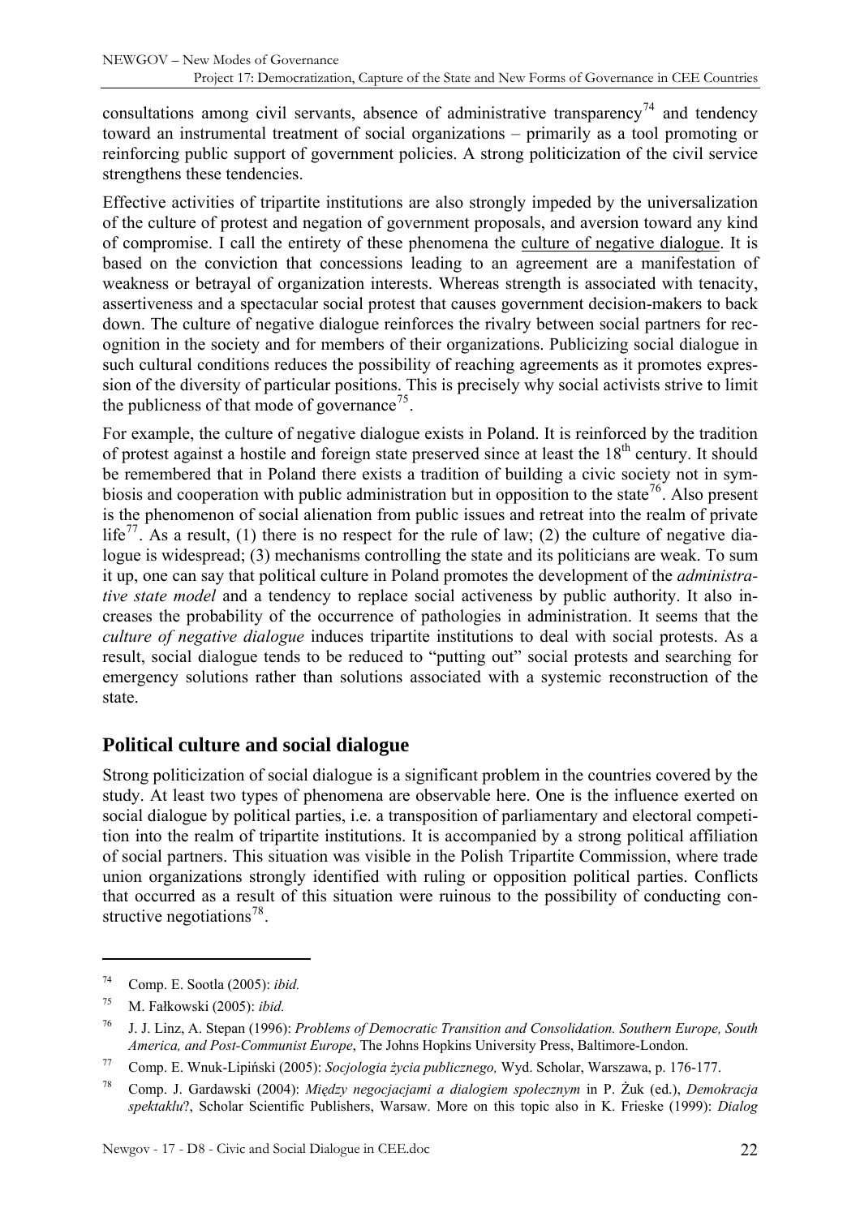consultations among civil servants, absence of administrative transparency[74] and tendency toward an instrumental treatment of social organizations – primarily as a tool promoting or reinforcing public support of government policies. A strong politicization of the civil service strengthens these tendencies.

Effective activities of tripartite institutions are also strongly impeded by the universalization of the culture of protest and negation of government proposals, and aversion toward any kind of compromise. I call the entirety of these phenomena the culture of negative dialogue. It is based on the conviction that concessions leading to an agreement are a manifestation of weakness or betrayal of organization interests. Whereas strength is associated with tenacity, assertiveness and a spectacular social protest that causes government decision-makers to back down. The culture of negative dialogue reinforces the rivalry between social partners for recognition in the society and for members of their organizations. Publicizing social dialogue in such cultural conditions reduces the possibility of reaching agreements as it promotes expression of the diversity of particular positions. This is precisely why social activists strive to limit the publicness of that mode of governance[75].

For example, the culture of negative dialogue exists in Poland. It is reinforced by the tradition of protest against a hostile and foreign state preserved since at least the 18th century. It should be remembered that in Poland there exists a tradition of building a civic society not in symbiosis and cooperation with public administration but in opposition to the state[76]. Also present is the phenomenon of social alienation from public issues and retreat into the realm of private life[77]. As a result, (1) there is no respect for the rule of law; (2) the culture of negative dialogue is widespread; (3) mechanisms controlling the state and its politicians are weak. To sum it up, one can say that political culture in Poland promotes the development of the *administrative state model* and a tendency to replace social activeness by public authority. It also increases the probability of the occurrence of pathologies in administration. It seems that the *culture of negative dialogue* induces tripartite institutions to deal with social protests. As a result, social dialogue tends to be reduced to "putting out" social protests and searching for emergency solutions rather than solutions associated with a systemic reconstruction of the state.

## Political culture and social dialogue

Strong politicization of social dialogue is a significant problem in the countries covered by the study. At least two types of phenomena are observable here. One is the influence exerted on social dialogue by political parties, i.e. a transposition of parliamentary and electoral competition into the realm of tripartite institutions. It is accompanied by a strong political affiliation of social partners. This situation was visible in the Polish Tripartite Commission, where trade union organizations strongly identified with ruling or opposition political parties. Conflicts that occurred as a result of this situation were ruinous to the possibility of conducting constructive negotiations[78].

---

[74] Comp. E. Sootla (2005): *ibid.*

[75] M. Fałkowski (2005): *ibid.*

[76] J. J. Linz, A. Stepan (1996): *Problems of Democratic Transition and Consolidation. Southern Europe, South America, and Post-Communist Europe*, The Johns Hopkins University Press, Baltimore-London.

[77] Comp. E. Wnuk-Lipiński (2005): *Socjologia życia publicznego,* Wyd. Scholar, Warszawa, p. 176-177.

[78] Comp. J. Gardawski (2004): *Między negocjacjami a dialogiem społecznym* in P. Żuk (ed.), *Demokracja spektaklu*?, Scholar Scientific Publishers, Warsaw. More on this topic also in K. Frieske (1999): *Dialog*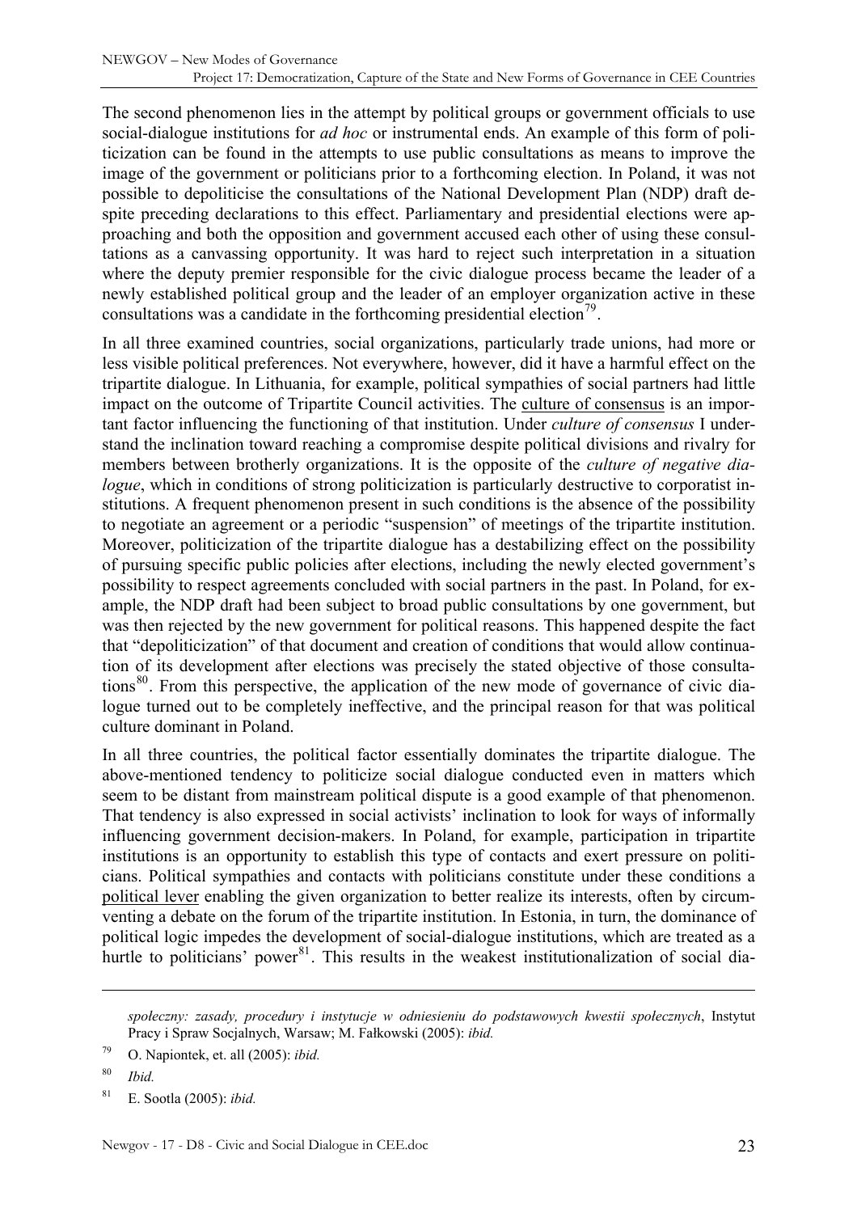The second phenomenon lies in the attempt by political groups or government officials to use social-dialogue institutions for *ad hoc* or instrumental ends. An example of this form of politicization can be found in the attempts to use public consultations as means to improve the image of the government or politicians prior to a forthcoming election. In Poland, it was not possible to depoliticise the consultations of the National Development Plan (NDP) draft despite preceding declarations to this effect. Parliamentary and presidential elections were approaching and both the opposition and government accused each other of using these consultations as a canvassing opportunity. It was hard to reject such interpretation in a situation where the deputy premier responsible for the civic dialogue process became the leader of a newly established political group and the leader of an employer organization active in these consultations was a candidate in the forthcoming presidential election[79].

In all three examined countries, social organizations, particularly trade unions, had more or less visible political preferences. Not everywhere, however, did it have a harmful effect on the tripartite dialogue. In Lithuania, for example, political sympathies of social partners had little impact on the outcome of Tripartite Council activities. The culture of consensus is an important factor influencing the functioning of that institution. Under *culture of consensus* I understand the inclination toward reaching a compromise despite political divisions and rivalry for members between brotherly organizations. It is the opposite of the *culture of negative dialogue*, which in conditions of strong politicization is particularly destructive to corporatist institutions. A frequent phenomenon present in such conditions is the absence of the possibility to negotiate an agreement or a periodic "suspension" of meetings of the tripartite institution. Moreover, politicization of the tripartite dialogue has a destabilizing effect on the possibility of pursuing specific public policies after elections, including the newly elected government's possibility to respect agreements concluded with social partners in the past. In Poland, for example, the NDP draft had been subject to broad public consultations by one government, but was then rejected by the new government for political reasons. This happened despite the fact that "depoliticization" of that document and creation of conditions that would allow continuation of its development after elections was precisely the stated objective of those consultations[80]. From this perspective, the application of the new mode of governance of civic dialogue turned out to be completely ineffective, and the principal reason for that was political culture dominant in Poland.

In all three countries, the political factor essentially dominates the tripartite dialogue. The above-mentioned tendency to politicize social dialogue conducted even in matters which seem to be distant from mainstream political dispute is a good example of that phenomenon. That tendency is also expressed in social activists' inclination to look for ways of informally influencing government decision-makers. In Poland, for example, participation in tripartite institutions is an opportunity to establish this type of contacts and exert pressure on politicians. Political sympathies and contacts with politicians constitute under these conditions a political lever enabling the given organization to better realize its interests, often by circumventing a debate on the forum of the tripartite institution. In Estonia, in turn, the dominance of political logic impedes the development of social-dialogue institutions, which are treated as a hurtle to politicians' power[81]. This results in the weakest institutionalization of social dia-

*społeczny: zasady, procedury i instytucje w odniesieniu do podstawowych kwestii społecznych*, Instytut Pracy i Spraw Socjalnych, Warsaw; M. Fałkowski (2005): *ibid.*

[79] O. Napiontek, et. all (2005): *ibid.*

[80] *Ibid.*

[81] E. Sootla (2005): *ibid.*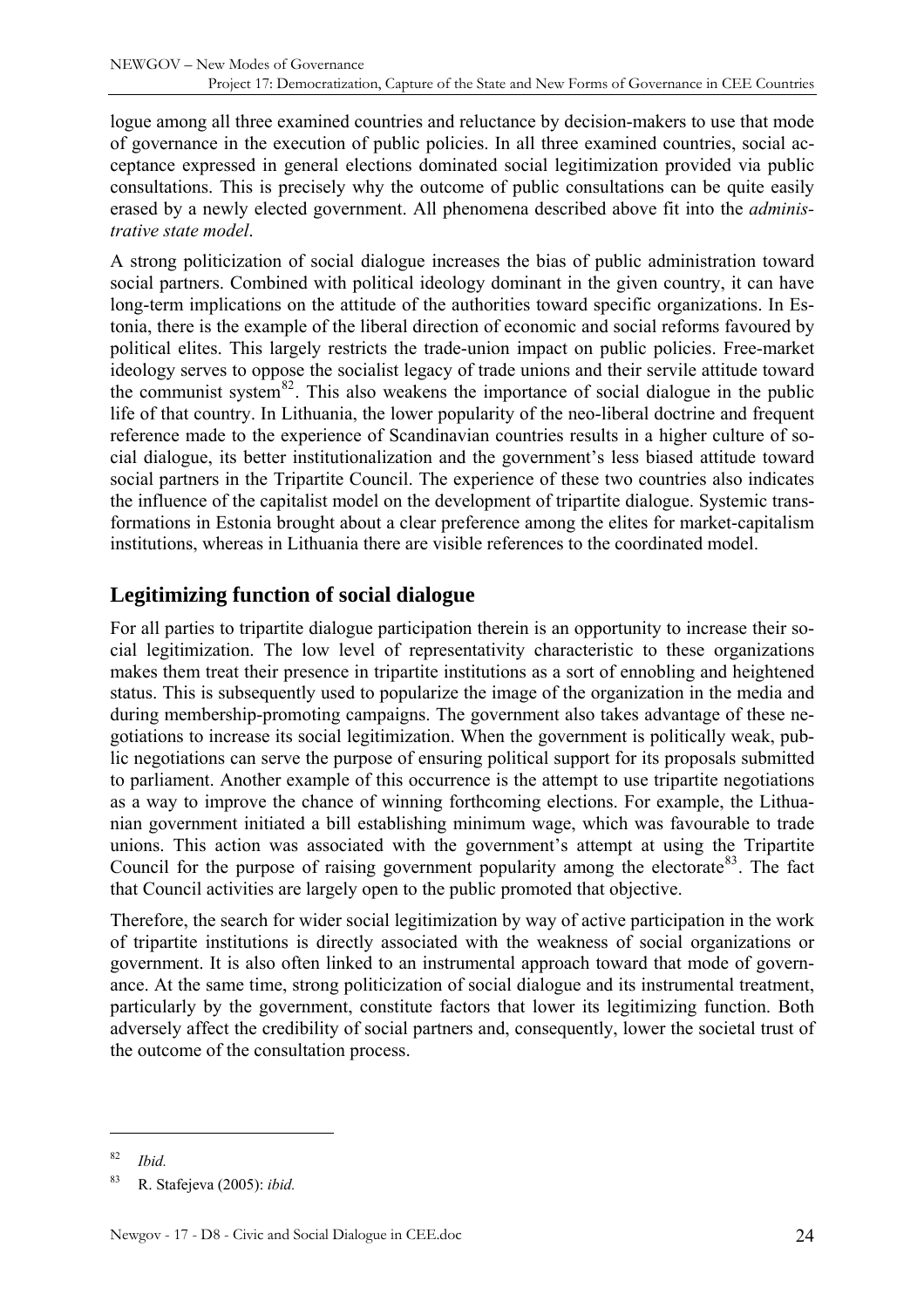logue among all three examined countries and reluctance by decision-makers to use that mode of governance in the execution of public policies. In all three examined countries, social acceptance expressed in general elections dominated social legitimization provided via public consultations. This is precisely why the outcome of public consultations can be quite easily erased by a newly elected government. All phenomena described above fit into the *administrative state model*.

A strong politicization of social dialogue increases the bias of public administration toward social partners. Combined with political ideology dominant in the given country, it can have long-term implications on the attitude of the authorities toward specific organizations. In Estonia, there is the example of the liberal direction of economic and social reforms favoured by political elites. This largely restricts the trade-union impact on public policies. Free-market ideology serves to oppose the socialist legacy of trade unions and their servile attitude toward the communist system[82]. This also weakens the importance of social dialogue in the public life of that country. In Lithuania, the lower popularity of the neo-liberal doctrine and frequent reference made to the experience of Scandinavian countries results in a higher culture of social dialogue, its better institutionalization and the government's less biased attitude toward social partners in the Tripartite Council. The experience of these two countries also indicates the influence of the capitalist model on the development of tripartite dialogue. Systemic transformations in Estonia brought about a clear preference among the elites for market-capitalism institutions, whereas in Lithuania there are visible references to the coordinated model.

## Legitimizing function of social dialogue

For all parties to tripartite dialogue participation therein is an opportunity to increase their social legitimization. The low level of representativity characteristic to these organizations makes them treat their presence in tripartite institutions as a sort of ennobling and heightened status. This is subsequently used to popularize the image of the organization in the media and during membership-promoting campaigns. The government also takes advantage of these negotiations to increase its social legitimization. When the government is politically weak, public negotiations can serve the purpose of ensuring political support for its proposals submitted to parliament. Another example of this occurrence is the attempt to use tripartite negotiations as a way to improve the chance of winning forthcoming elections. For example, the Lithuanian government initiated a bill establishing minimum wage, which was favourable to trade unions. This action was associated with the government's attempt at using the Tripartite Council for the purpose of raising government popularity among the electorate[83]. The fact that Council activities are largely open to the public promoted that objective.

Therefore, the search for wider social legitimization by way of active participation in the work of tripartite institutions is directly associated with the weakness of social organizations or government. It is also often linked to an instrumental approach toward that mode of governance. At the same time, strong politicization of social dialogue and its instrumental treatment, particularly by the government, constitute factors that lower its legitimizing function. Both adversely affect the credibility of social partners and, consequently, lower the societal trust of the outcome of the consultation process.

---

[82] *Ibid.*

[83] R. Stafejeva (2005): *ibid.*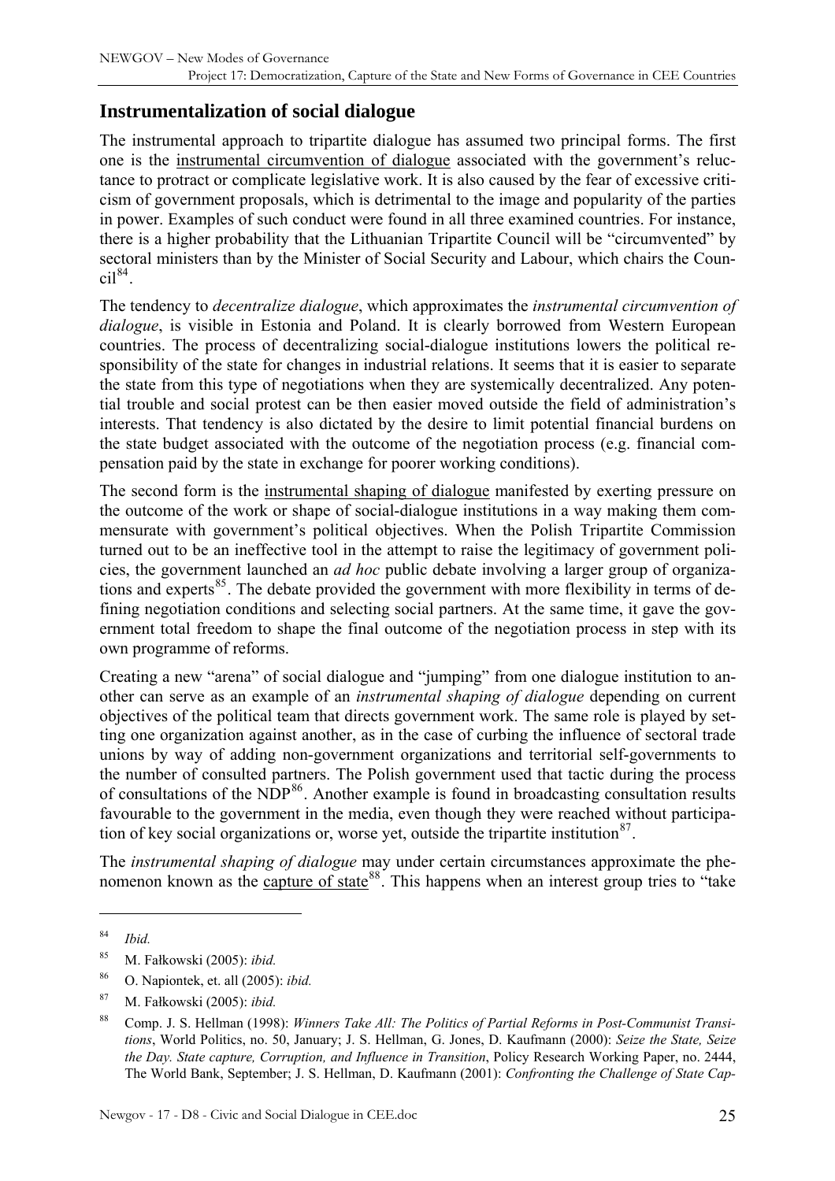## Instrumentalization of social dialogue

The instrumental approach to tripartite dialogue has assumed two principal forms. The first one is the instrumental circumvention of dialogue associated with the government's reluctance to protract or complicate legislative work. It is also caused by the fear of excessive criticism of government proposals, which is detrimental to the image and popularity of the parties in power. Examples of such conduct were found in all three examined countries. For instance, there is a higher probability that the Lithuanian Tripartite Council will be "circumvented" by sectoral ministers than by the Minister of Social Security and Labour, which chairs the Council[84].

The tendency to *decentralize dialogue*, which approximates the *instrumental circumvention of dialogue*, is visible in Estonia and Poland. It is clearly borrowed from Western European countries. The process of decentralizing social-dialogue institutions lowers the political responsibility of the state for changes in industrial relations. It seems that it is easier to separate the state from this type of negotiations when they are systemically decentralized. Any potential trouble and social protest can be then easier moved outside the field of administration's interests. That tendency is also dictated by the desire to limit potential financial burdens on the state budget associated with the outcome of the negotiation process (e.g. financial compensation paid by the state in exchange for poorer working conditions).

The second form is the instrumental shaping of dialogue manifested by exerting pressure on the outcome of the work or shape of social-dialogue institutions in a way making them commensurate with government's political objectives. When the Polish Tripartite Commission turned out to be an ineffective tool in the attempt to raise the legitimacy of government policies, the government launched an *ad hoc* public debate involving a larger group of organizations and experts[85]. The debate provided the government with more flexibility in terms of defining negotiation conditions and selecting social partners. At the same time, it gave the government total freedom to shape the final outcome of the negotiation process in step with its own programme of reforms.

Creating a new "arena" of social dialogue and "jumping" from one dialogue institution to another can serve as an example of an *instrumental shaping of dialogue* depending on current objectives of the political team that directs government work. The same role is played by setting one organization against another, as in the case of curbing the influence of sectoral trade unions by way of adding non-government organizations and territorial self-governments to the number of consulted partners. The Polish government used that tactic during the process of consultations of the NDP[86]. Another example is found in broadcasting consultation results favourable to the government in the media, even though they were reached without participation of key social organizations or, worse yet, outside the tripartite institution[87].

The *instrumental shaping of dialogue* may under certain circumstances approximate the phenomenon known as the capture of state[88]. This happens when an interest group tries to "take

---

[84] *Ibid.*

[85] M. Fałkowski (2005): *ibid.*

[86] O. Napiontek, et. all (2005): *ibid.*

[87] M. Fałkowski (2005): *ibid.*

[88] Comp. J. S. Hellman (1998): *Winners Take All: The Politics of Partial Reforms in Post-Communist Transitions*, World Politics, no. 50, January; J. S. Hellman, G. Jones, D. Kaufmann (2000): *Seize the State, Seize the Day. State capture, Corruption, and Influence in Transition*, Policy Research Working Paper, no. 2444, The World Bank, September; J. S. Hellman, D. Kaufmann (2001): *Confronting the Challenge of State Cap-*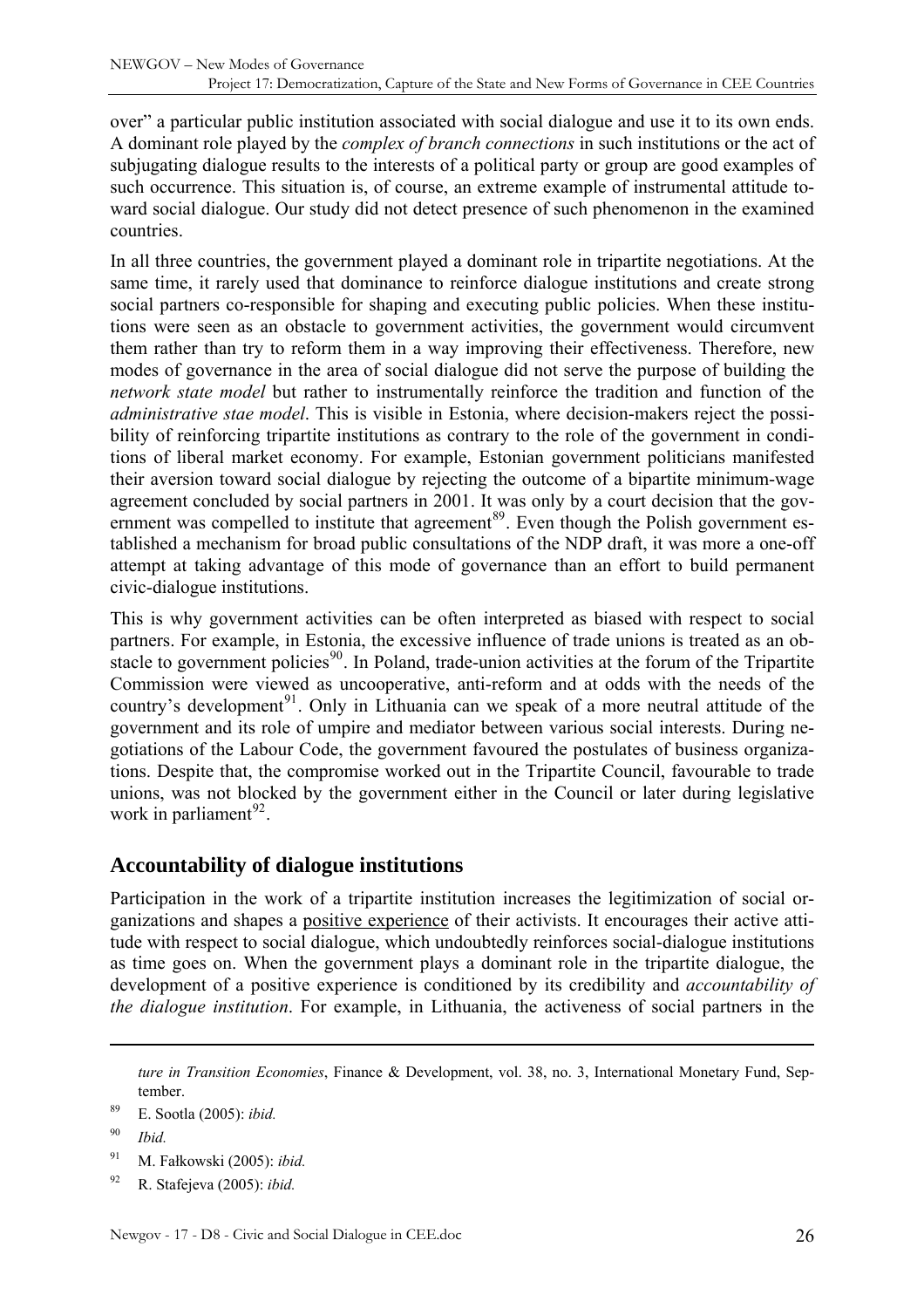over" a particular public institution associated with social dialogue and use it to its own ends. A dominant role played by the *complex of branch connections* in such institutions or the act of subjugating dialogue results to the interests of a political party or group are good examples of such occurrence. This situation is, of course, an extreme example of instrumental attitude toward social dialogue. Our study did not detect presence of such phenomenon in the examined countries.

In all three countries, the government played a dominant role in tripartite negotiations. At the same time, it rarely used that dominance to reinforce dialogue institutions and create strong social partners co-responsible for shaping and executing public policies. When these institutions were seen as an obstacle to government activities, the government would circumvent them rather than try to reform them in a way improving their effectiveness. Therefore, new modes of governance in the area of social dialogue did not serve the purpose of building the *network state model* but rather to instrumentally reinforce the tradition and function of the *administrative stae model*. This is visible in Estonia, where decision-makers reject the possibility of reinforcing tripartite institutions as contrary to the role of the government in conditions of liberal market economy. For example, Estonian government politicians manifested their aversion toward social dialogue by rejecting the outcome of a bipartite minimum-wage agreement concluded by social partners in 2001. It was only by a court decision that the government was compelled to institute that agreement[89]. Even though the Polish government established a mechanism for broad public consultations of the NDP draft, it was more a one-off attempt at taking advantage of this mode of governance than an effort to build permanent civic-dialogue institutions.

This is why government activities can be often interpreted as biased with respect to social partners. For example, in Estonia, the excessive influence of trade unions is treated as an obstacle to government policies[90]. In Poland, trade-union activities at the forum of the Tripartite Commission were viewed as uncooperative, anti-reform and at odds with the needs of the country's development[91]. Only in Lithuania can we speak of a more neutral attitude of the government and its role of umpire and mediator between various social interests. During negotiations of the Labour Code, the government favoured the postulates of business organizations. Despite that, the compromise worked out in the Tripartite Council, favourable to trade unions, was not blocked by the government either in the Council or later during legislative work in parliament[92].

## Accountability of dialogue institutions

Participation in the work of a tripartite institution increases the legitimization of social organizations and shapes a <u>positive experience</u> of their activists. It encourages their active attitude with respect to social dialogue, which undoubtedly reinforces social-dialogue institutions as time goes on. When the government plays a dominant role in the tripartite dialogue, the development of a positive experience is conditioned by its credibility and *accountability of the dialogue institution*. For example, in Lithuania, the activeness of social partners in the

---

*ture in Transition Economies*, Finance & Development, vol. 38, no. 3, International Monetary Fund, September.

[89] E. Sootla (2005): *ibid.*

[90] *Ibid.*

[91] M. Fałkowski (2005): *ibid.*

[92] R. Stafejeva (2005): *ibid.*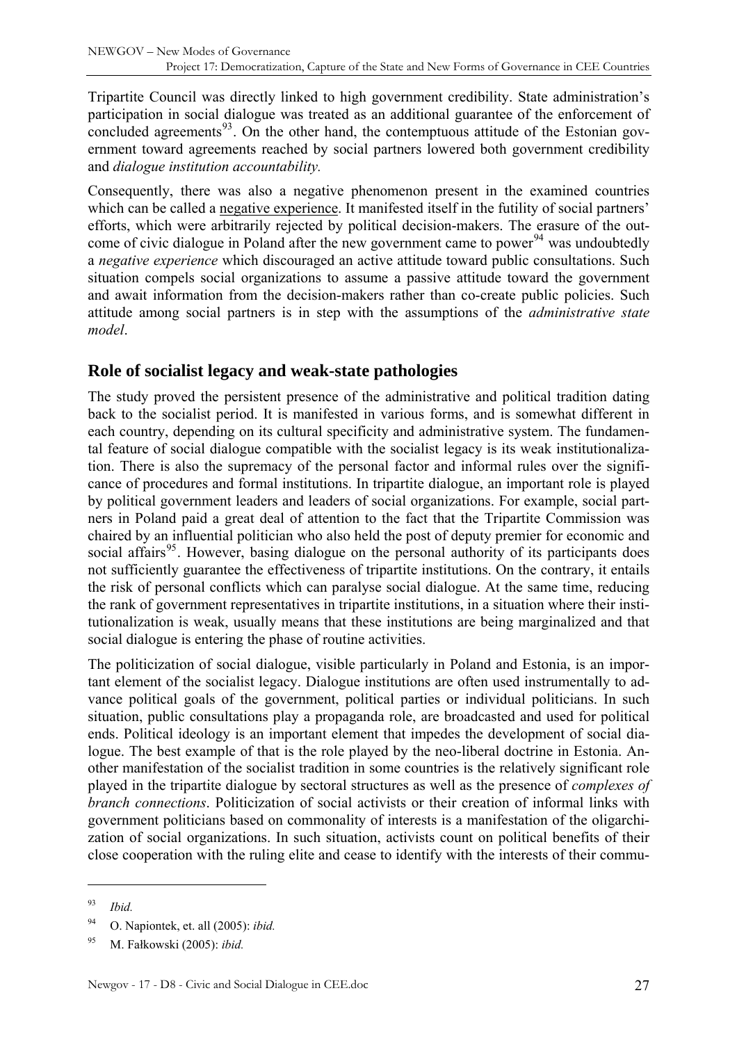Tripartite Council was directly linked to high government credibility. State administration's participation in social dialogue was treated as an additional guarantee of the enforcement of concluded agreements[93]. On the other hand, the contemptuous attitude of the Estonian government toward agreements reached by social partners lowered both government credibility and *dialogue institution accountability.*

Consequently, there was also a negative phenomenon present in the examined countries which can be called a negative experience. It manifested itself in the futility of social partners' efforts, which were arbitrarily rejected by political decision-makers. The erasure of the outcome of civic dialogue in Poland after the new government came to power[94] was undoubtedly a *negative experience* which discouraged an active attitude toward public consultations. Such situation compels social organizations to assume a passive attitude toward the government and await information from the decision-makers rather than co-create public policies. Such attitude among social partners is in step with the assumptions of the *administrative state model*.

## Role of socialist legacy and weak-state pathologies

The study proved the persistent presence of the administrative and political tradition dating back to the socialist period. It is manifested in various forms, and is somewhat different in each country, depending on its cultural specificity and administrative system. The fundamental feature of social dialogue compatible with the socialist legacy is its weak institutionalization. There is also the supremacy of the personal factor and informal rules over the significance of procedures and formal institutions. In tripartite dialogue, an important role is played by political government leaders and leaders of social organizations. For example, social partners in Poland paid a great deal of attention to the fact that the Tripartite Commission was chaired by an influential politician who also held the post of deputy premier for economic and social affairs[95]. However, basing dialogue on the personal authority of its participants does not sufficiently guarantee the effectiveness of tripartite institutions. On the contrary, it entails the risk of personal conflicts which can paralyse social dialogue. At the same time, reducing the rank of government representatives in tripartite institutions, in a situation where their institutionalization is weak, usually means that these institutions are being marginalized and that social dialogue is entering the phase of routine activities.

The politicization of social dialogue, visible particularly in Poland and Estonia, is an important element of the socialist legacy. Dialogue institutions are often used instrumentally to advance political goals of the government, political parties or individual politicians. In such situation, public consultations play a propaganda role, are broadcasted and used for political ends. Political ideology is an important element that impedes the development of social dialogue. The best example of that is the role played by the neo-liberal doctrine in Estonia. Another manifestation of the socialist tradition in some countries is the relatively significant role played in the tripartite dialogue by sectoral structures as well as the presence of *complexes of branch connections*. Politicization of social activists or their creation of informal links with government politicians based on commonality of interests is a manifestation of the oligarchization of social organizations. In such situation, activists count on political benefits of their close cooperation with the ruling elite and cease to identify with the interests of their commu-

---

[93] *Ibid.*

[94] O. Napiontek, et. all (2005): *ibid.*

[95] M. Fałkowski (2005): *ibid.*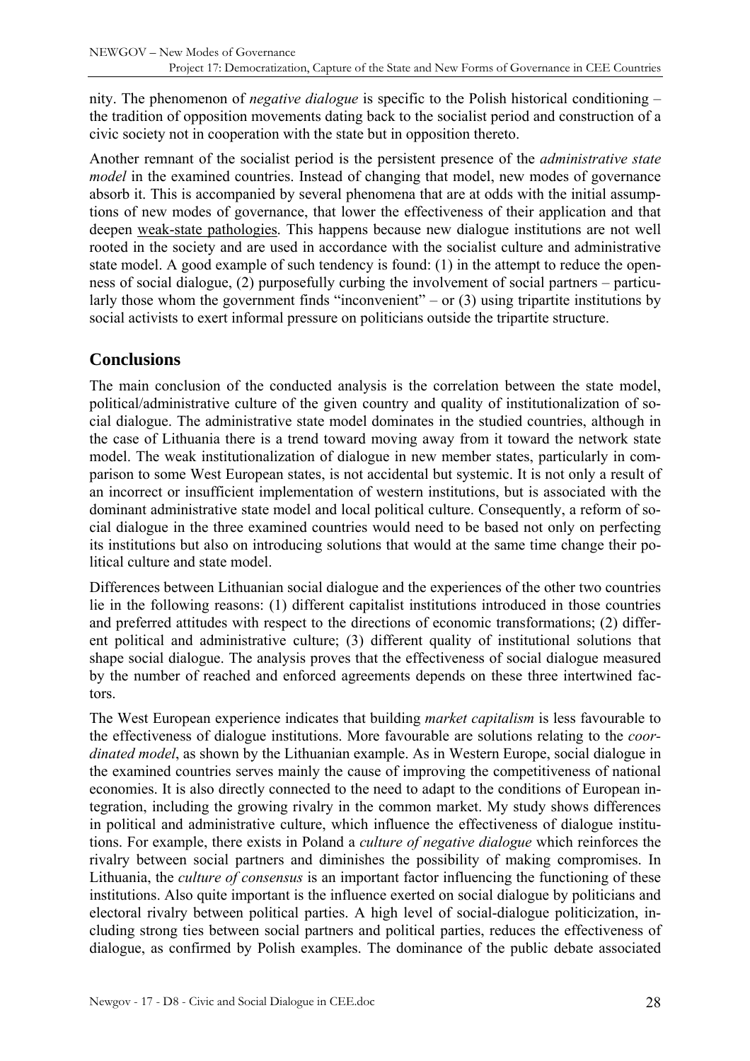nity. The phenomenon of *negative dialogue* is specific to the Polish historical conditioning – the tradition of opposition movements dating back to the socialist period and construction of a civic society not in cooperation with the state but in opposition thereto.

Another remnant of the socialist period is the persistent presence of the *administrative state model* in the examined countries. Instead of changing that model, new modes of governance absorb it. This is accompanied by several phenomena that are at odds with the initial assumptions of new modes of governance, that lower the effectiveness of their application and that deepen weak-state pathologies. This happens because new dialogue institutions are not well rooted in the society and are used in accordance with the socialist culture and administrative state model. A good example of such tendency is found: (1) in the attempt to reduce the openness of social dialogue, (2) purposefully curbing the involvement of social partners – particularly those whom the government finds "inconvenient" – or (3) using tripartite institutions by social activists to exert informal pressure on politicians outside the tripartite structure.

## Conclusions

The main conclusion of the conducted analysis is the correlation between the state model, political/administrative culture of the given country and quality of institutionalization of social dialogue. The administrative state model dominates in the studied countries, although in the case of Lithuania there is a trend toward moving away from it toward the network state model. The weak institutionalization of dialogue in new member states, particularly in comparison to some West European states, is not accidental but systemic. It is not only a result of an incorrect or insufficient implementation of western institutions, but is associated with the dominant administrative state model and local political culture. Consequently, a reform of social dialogue in the three examined countries would need to be based not only on perfecting its institutions but also on introducing solutions that would at the same time change their political culture and state model.

Differences between Lithuanian social dialogue and the experiences of the other two countries lie in the following reasons: (1) different capitalist institutions introduced in those countries and preferred attitudes with respect to the directions of economic transformations; (2) different political and administrative culture; (3) different quality of institutional solutions that shape social dialogue. The analysis proves that the effectiveness of social dialogue measured by the number of reached and enforced agreements depends on these three intertwined factors.

The West European experience indicates that building *market capitalism* is less favourable to the effectiveness of dialogue institutions. More favourable are solutions relating to the *coordinated model*, as shown by the Lithuanian example. As in Western Europe, social dialogue in the examined countries serves mainly the cause of improving the competitiveness of national economies. It is also directly connected to the need to adapt to the conditions of European integration, including the growing rivalry in the common market. My study shows differences in political and administrative culture, which influence the effectiveness of dialogue institutions. For example, there exists in Poland a *culture of negative dialogue* which reinforces the rivalry between social partners and diminishes the possibility of making compromises. In Lithuania, the *culture of consensus* is an important factor influencing the functioning of these institutions. Also quite important is the influence exerted on social dialogue by politicians and electoral rivalry between political parties. A high level of social-dialogue politicization, including strong ties between social partners and political parties, reduces the effectiveness of dialogue, as confirmed by Polish examples. The dominance of the public debate associated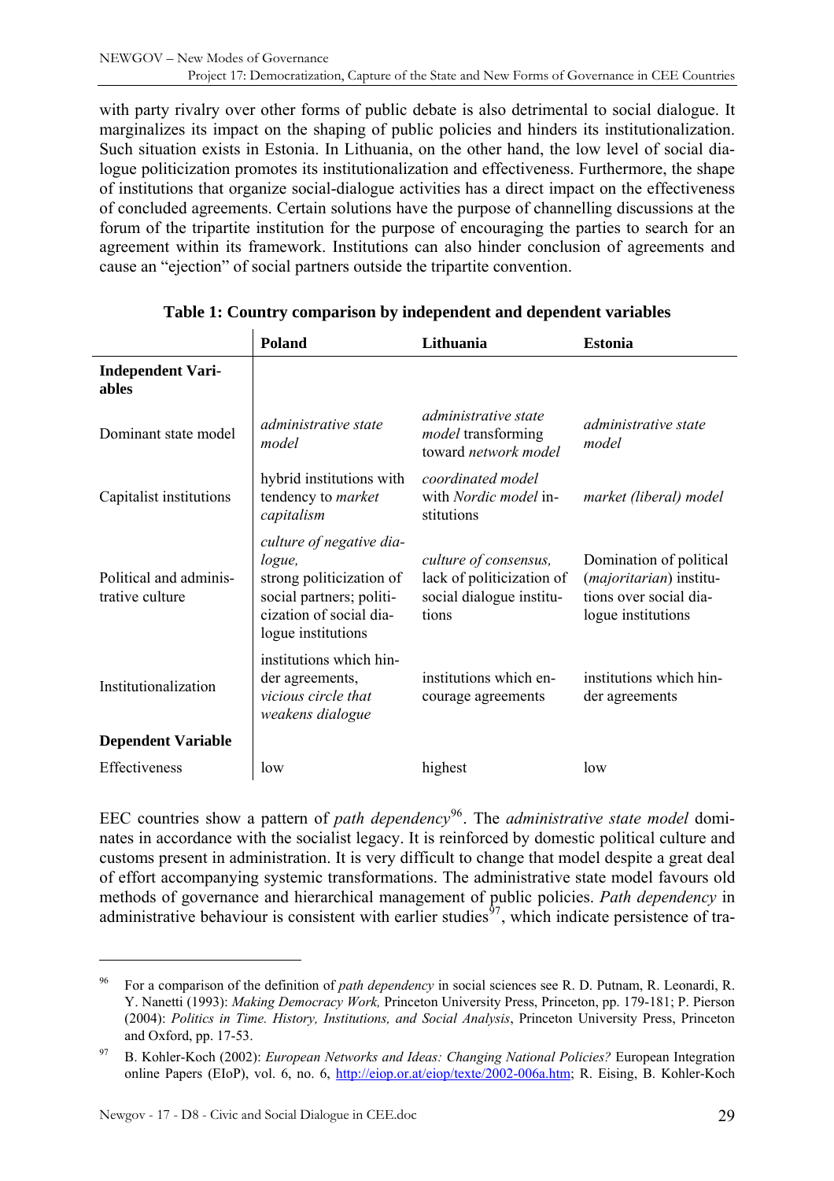with party rivalry over other forms of public debate is also detrimental to social dialogue. It marginalizes its impact on the shaping of public policies and hinders its institutionalization. Such situation exists in Estonia. In Lithuania, on the other hand, the low level of social dialogue politicization promotes its institutionalization and effectiveness. Furthermore, the shape of institutions that organize social-dialogue activities has a direct impact on the effectiveness of concluded agreements. Certain solutions have the purpose of channelling discussions at the forum of the tripartite institution for the purpose of encouraging the parties to search for an agreement within its framework. Institutions can also hinder conclusion of agreements and cause an "ejection" of social partners outside the tripartite convention.

**Table 1: Country comparison by independent and dependent variables**

| | **Poland** | **Lithuania** | **Estonia** |
|---|---|---|---|
| **Independent Variables** | | | |
| Dominant state model | *administrative state model* | *administrative state model* transforming toward *network model* | *administrative state model* |
| Capitalist institutions | hybrid institutions with tendency to *market capitalism* | *coordinated model* with *Nordic model* institutions | *market (liberal) model* |
| Political and administrative culture | *culture of negative dialogue,* strong politicization of social partners; politicization of social dialogue institutions | *culture of consensus,* lack of politicization of social dialogue institutions | Domination of political (*majoritarian*) institutions over social dialogue institutions |
| Institutionalization | institutions which hinder agreements, *vicious circle that weakens dialogue* | institutions which encourage agreements | institutions which hinder agreements |
| **Dependent Variable** | | | |
| Effectiveness | low | highest | low |

EEC countries show a pattern of *path dependency*[96]. The *administrative state model* dominates in accordance with the socialist legacy. It is reinforced by domestic political culture and customs present in administration. It is very difficult to change that model despite a great deal of effort accompanying systemic transformations. The administrative state model favours old methods of governance and hierarchical management of public policies. *Path dependency* in administrative behaviour is consistent with earlier studies[97], which indicate persistence of tra-

---

[96] For a comparison of the definition of *path dependency* in social sciences see R. D. Putnam, R. Leonardi, R. Y. Nanetti (1993): *Making Democracy Work,* Princeton University Press, Princeton, pp. 179-181; P. Pierson (2004): *Politics in Time. History, Institutions, and Social Analysis*, Princeton University Press, Princeton and Oxford, pp. 17-53.

[97] B. Kohler-Koch (2002): *European Networks and Ideas: Changing National Policies?* European Integration online Papers (EIoP), vol. 6, no. 6, http://eiop.or.at/eiop/texte/2002-006a.htm; R. Eising, B. Kohler-Koch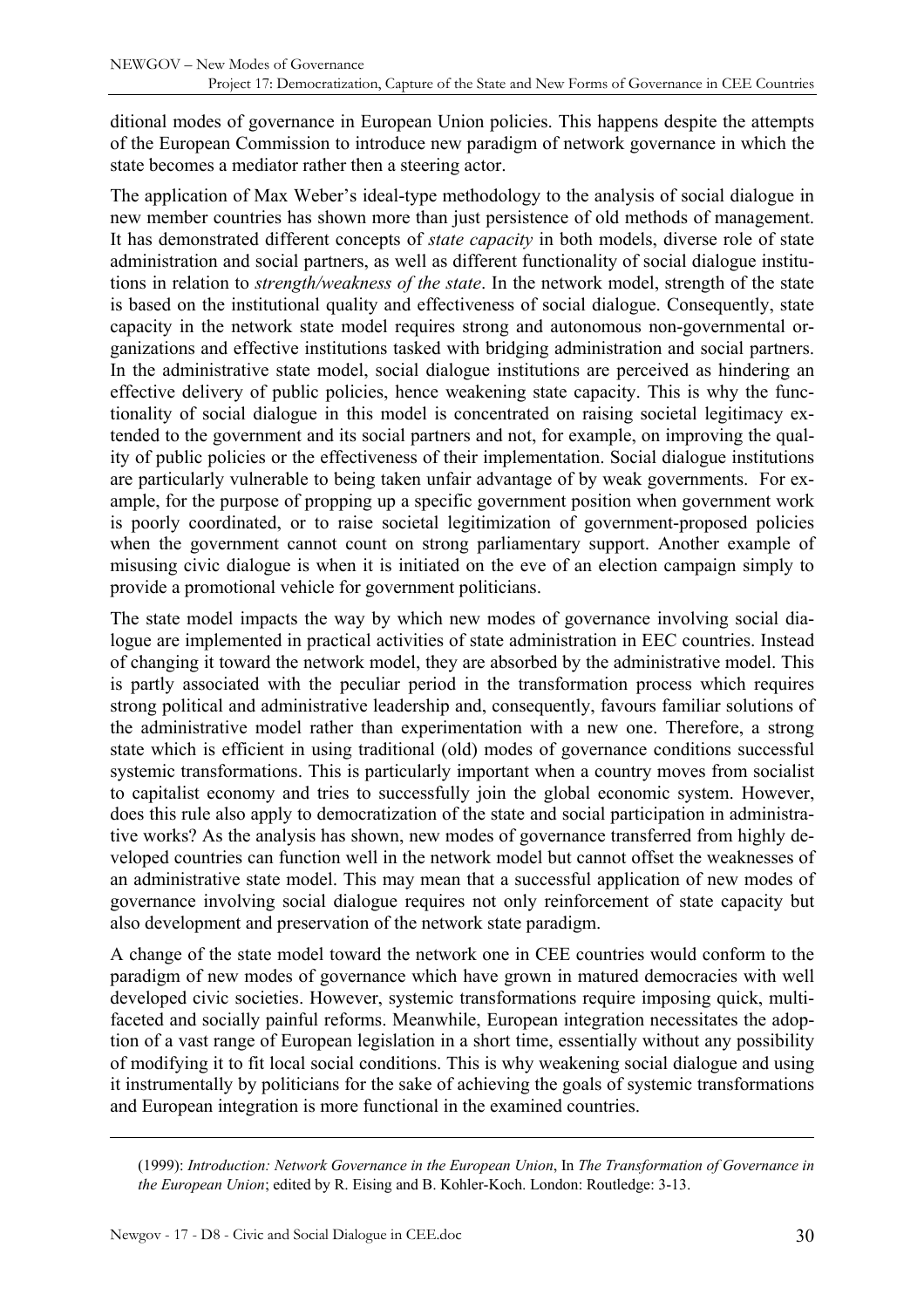ditional modes of governance in European Union policies. This happens despite the attempts of the European Commission to introduce new paradigm of network governance in which the state becomes a mediator rather then a steering actor.

The application of Max Weber's ideal-type methodology to the analysis of social dialogue in new member countries has shown more than just persistence of old methods of management. It has demonstrated different concepts of *state capacity* in both models, diverse role of state administration and social partners, as well as different functionality of social dialogue institutions in relation to *strength/weakness of the state*. In the network model, strength of the state is based on the institutional quality and effectiveness of social dialogue. Consequently, state capacity in the network state model requires strong and autonomous non-governmental organizations and effective institutions tasked with bridging administration and social partners. In the administrative state model, social dialogue institutions are perceived as hindering an effective delivery of public policies, hence weakening state capacity. This is why the functionality of social dialogue in this model is concentrated on raising societal legitimacy extended to the government and its social partners and not, for example, on improving the quality of public policies or the effectiveness of their implementation. Social dialogue institutions are particularly vulnerable to being taken unfair advantage of by weak governments. For example, for the purpose of propping up a specific government position when government work is poorly coordinated, or to raise societal legitimization of government-proposed policies when the government cannot count on strong parliamentary support. Another example of misusing civic dialogue is when it is initiated on the eve of an election campaign simply to provide a promotional vehicle for government politicians.

The state model impacts the way by which new modes of governance involving social dialogue are implemented in practical activities of state administration in EEC countries. Instead of changing it toward the network model, they are absorbed by the administrative model. This is partly associated with the peculiar period in the transformation process which requires strong political and administrative leadership and, consequently, favours familiar solutions of the administrative model rather than experimentation with a new one. Therefore, a strong state which is efficient in using traditional (old) modes of governance conditions successful systemic transformations. This is particularly important when a country moves from socialist to capitalist economy and tries to successfully join the global economic system. However, does this rule also apply to democratization of the state and social participation in administrative works? As the analysis has shown, new modes of governance transferred from highly developed countries can function well in the network model but cannot offset the weaknesses of an administrative state model. This may mean that a successful application of new modes of governance involving social dialogue requires not only reinforcement of state capacity but also development and preservation of the network state paradigm.

A change of the state model toward the network one in CEE countries would conform to the paradigm of new modes of governance which have grown in matured democracies with well developed civic societies. However, systemic transformations require imposing quick, multi-faceted and socially painful reforms. Meanwhile, European integration necessitates the adoption of a vast range of European legislation in a short time, essentially without any possibility of modifying it to fit local social conditions. This is why weakening social dialogue and using it instrumentally by politicians for the sake of achieving the goals of systemic transformations and European integration is more functional in the examined countries.

(1999): *Introduction: Network Governance in the European Union*, In *The Transformation of Governance in the European Union*; edited by R. Eising and B. Kohler-Koch. London: Routledge: 3-13.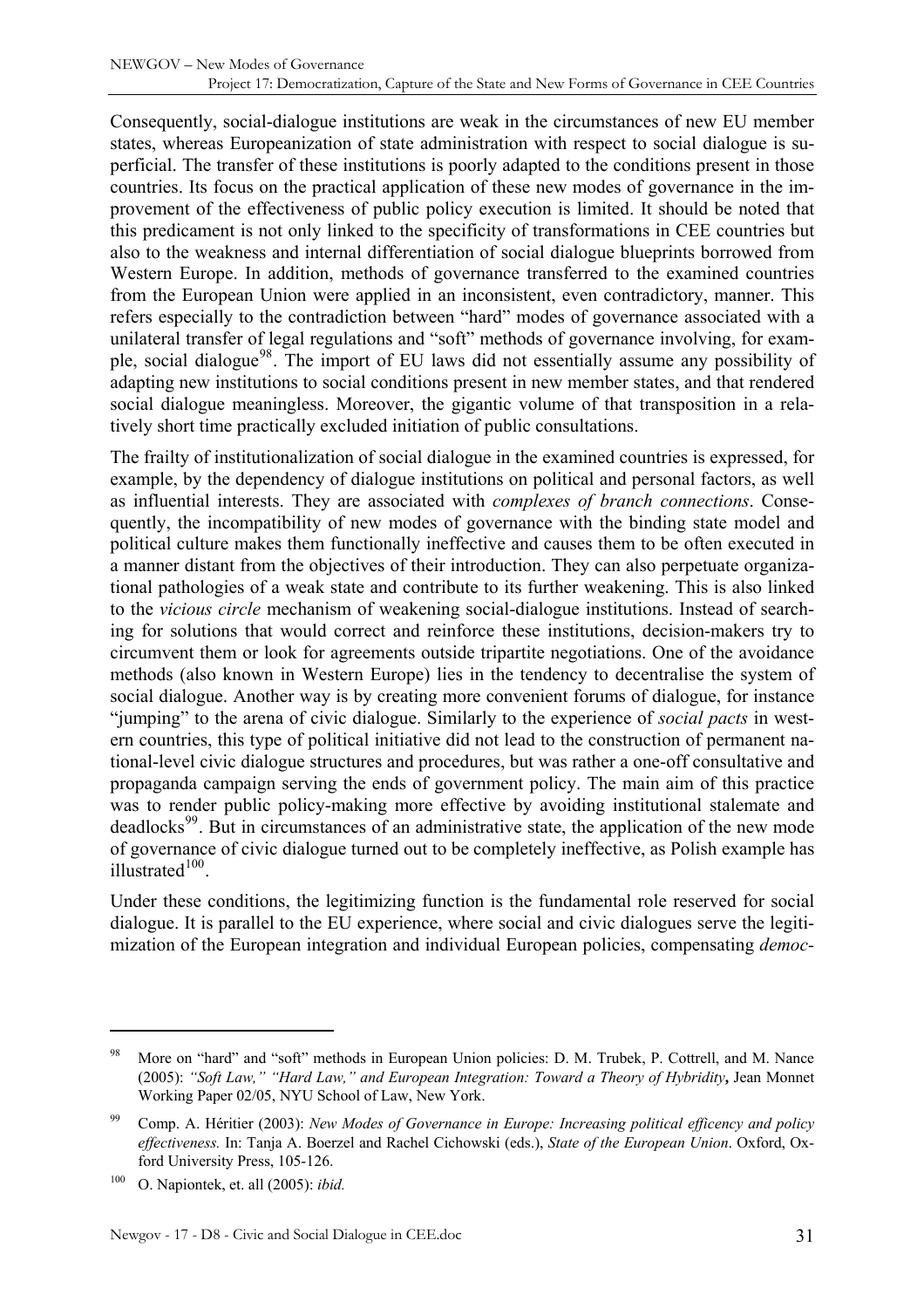Consequently, social-dialogue institutions are weak in the circumstances of new EU member states, whereas Europeanization of state administration with respect to social dialogue is superficial. The transfer of these institutions is poorly adapted to the conditions present in those countries. Its focus on the practical application of these new modes of governance in the improvement of the effectiveness of public policy execution is limited. It should be noted that this predicament is not only linked to the specificity of transformations in CEE countries but also to the weakness and internal differentiation of social dialogue blueprints borrowed from Western Europe. In addition, methods of governance transferred to the examined countries from the European Union were applied in an inconsistent, even contradictory, manner. This refers especially to the contradiction between "hard" modes of governance associated with a unilateral transfer of legal regulations and "soft" methods of governance involving, for example, social dialogue[98]. The import of EU laws did not essentially assume any possibility of adapting new institutions to social conditions present in new member states, and that rendered social dialogue meaningless. Moreover, the gigantic volume of that transposition in a relatively short time practically excluded initiation of public consultations.

The frailty of institutionalization of social dialogue in the examined countries is expressed, for example, by the dependency of dialogue institutions on political and personal factors, as well as influential interests. They are associated with *complexes of branch connections*. Consequently, the incompatibility of new modes of governance with the binding state model and political culture makes them functionally ineffective and causes them to be often executed in a manner distant from the objectives of their introduction. They can also perpetuate organizational pathologies of a weak state and contribute to its further weakening. This is also linked to the *vicious circle* mechanism of weakening social-dialogue institutions. Instead of searching for solutions that would correct and reinforce these institutions, decision-makers try to circumvent them or look for agreements outside tripartite negotiations. One of the avoidance methods (also known in Western Europe) lies in the tendency to decentralise the system of social dialogue. Another way is by creating more convenient forums of dialogue, for instance "jumping" to the arena of civic dialogue. Similarly to the experience of *social pacts* in western countries, this type of political initiative did not lead to the construction of permanent national-level civic dialogue structures and procedures, but was rather a one-off consultative and propaganda campaign serving the ends of government policy. The main aim of this practice was to render public policy-making more effective by avoiding institutional stalemate and deadlocks[99]. But in circumstances of an administrative state, the application of the new mode of governance of civic dialogue turned out to be completely ineffective, as Polish example has illustrated[100].

Under these conditions, the legitimizing function is the fundamental role reserved for social dialogue. It is parallel to the EU experience, where social and civic dialogues serve the legitimization of the European integration and individual European policies, compensating *democ-*

---

[98] More on "hard" and "soft" methods in European Union policies: D. M. Trubek, P. Cottrell, and M. Nance (2005): *"Soft Law," "Hard Law," and European Integration: Toward a Theory of Hybridity***,** Jean Monnet Working Paper 02/05, NYU School of Law, New York.

[99] Comp. A. Héritier (2003): *New Modes of Governance in Europe: Increasing political efficency and policy effectiveness.* In: Tanja A. Boerzel and Rachel Cichowski (eds.), *State of the European Union*. Oxford, Oxford University Press, 105-126.

[100] O. Napiontek, et. all (2005): *ibid.*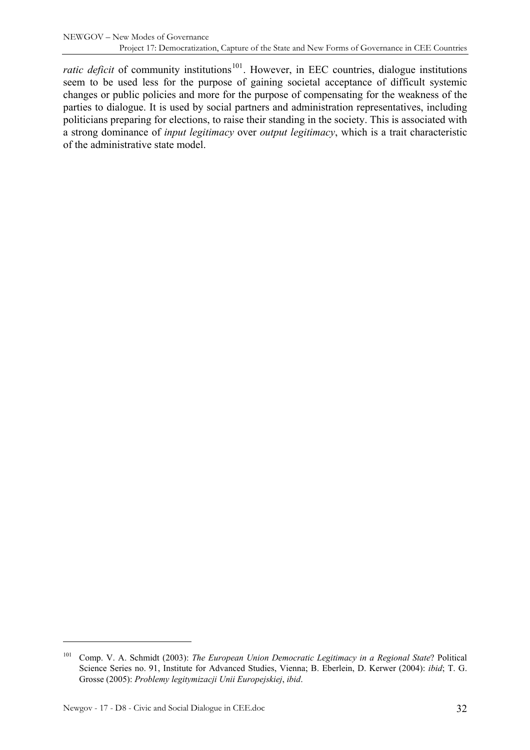*ratic deficit* of community institutions[101]. However, in EEC countries, dialogue institutions seem to be used less for the purpose of gaining societal acceptance of difficult systemic changes or public policies and more for the purpose of compensating for the weakness of the parties to dialogue. It is used by social partners and administration representatives, including politicians preparing for elections, to raise their standing in the society. This is associated with a strong dominance of *input legitimacy* over *output legitimacy*, which is a trait characteristic of the administrative state model.

---

[101] Comp. V. A. Schmidt (2003): *The European Union Democratic Legitimacy in a Regional State*? Political Science Series no. 91, Institute for Advanced Studies, Vienna; B. Eberlein, D. Kerwer (2004): *ibid*; T. G. Grosse (2005): *Problemy legitymizacji Unii Europejskiej*, *ibid*.